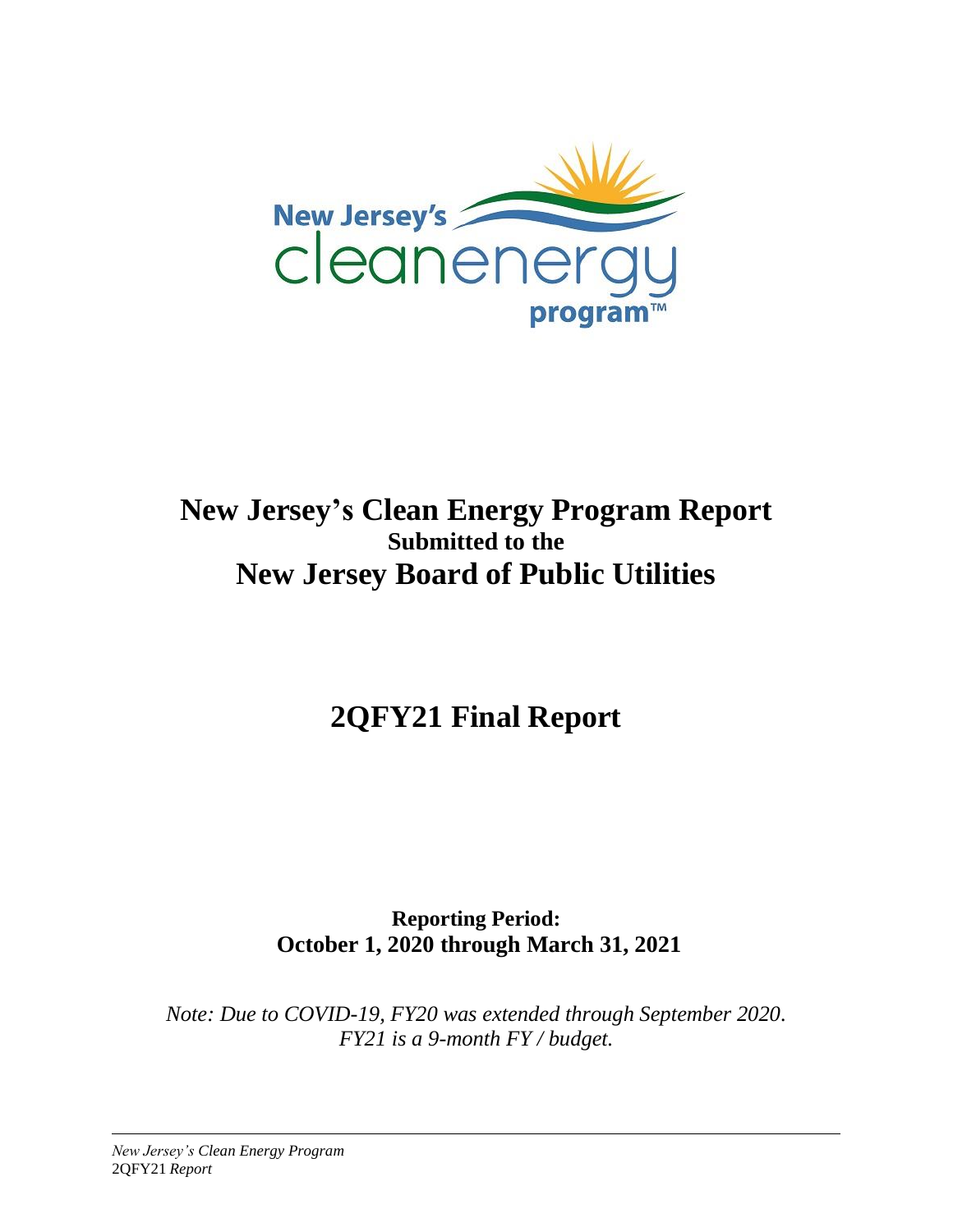# New Jersey's Clean Energy Program Report
## Submitted to the
# New Jersey Board of Public Utilities

# 2QFY21 Final Report

**Reporting Period:**
**October 1, 2020 through March 31, 2021**

*Note: Due to COVID-19, FY20 was extended through September 2020. FY21 is a 9-month FY / budget.*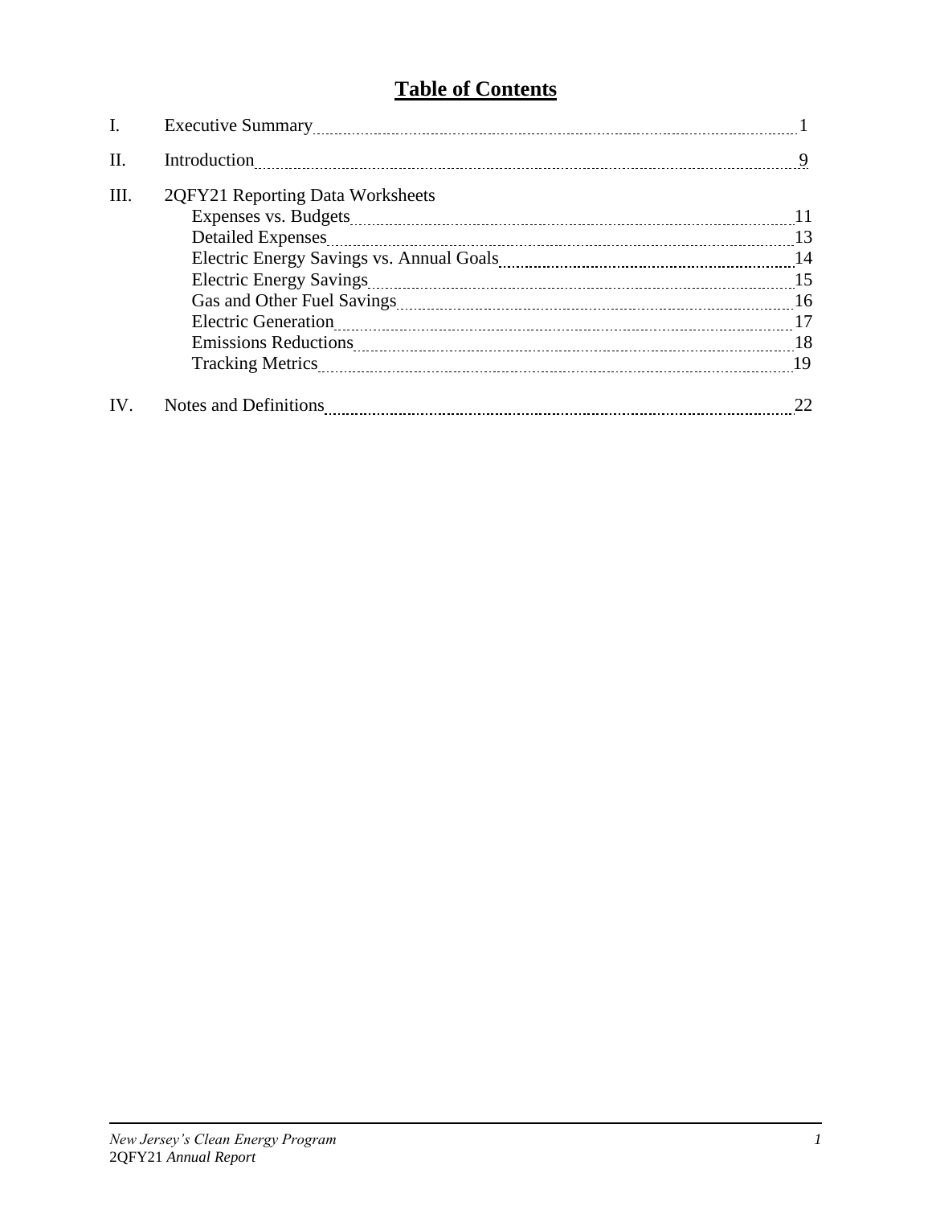# Table of Contents

| | | |
|---|---|---|
| I. | Executive Summary | 1 |
| II. | Introduction | 9 |
| III. | 2QFY21 Reporting Data Worksheets | |
| | Expenses vs. Budgets | 11 |
| | Detailed Expenses | 13 |
| | Electric Energy Savings vs. Annual Goals | 14 |
| | Electric Energy Savings | 15 |
| | Gas and Other Fuel Savings | 16 |
| | Electric Generation | 17 |
| | Emissions Reductions | 18 |
| | Tracking Metrics | 19 |
| IV. | Notes and Definitions | 22 |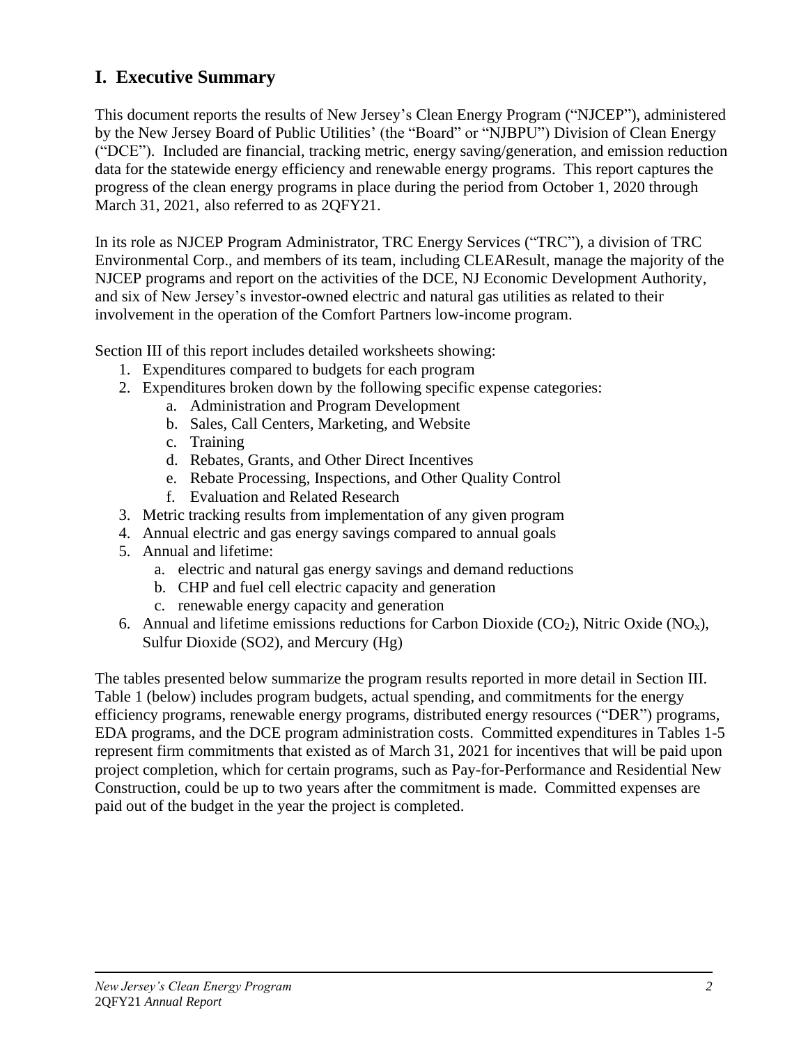## I. Executive Summary

This document reports the results of New Jersey's Clean Energy Program ("NJCEP"), administered by the New Jersey Board of Public Utilities' (the "Board" or "NJBPU") Division of Clean Energy ("DCE"). Included are financial, tracking metric, energy saving/generation, and emission reduction data for the statewide energy efficiency and renewable energy programs. This report captures the progress of the clean energy programs in place during the period from October 1, 2020 through March 31, 2021, also referred to as 2QFY21.

In its role as NJCEP Program Administrator, TRC Energy Services ("TRC"), a division of TRC Environmental Corp., and members of its team, including CLEAResult, manage the majority of the NJCEP programs and report on the activities of the DCE, NJ Economic Development Authority, and six of New Jersey's investor-owned electric and natural gas utilities as related to their involvement in the operation of the Comfort Partners low-income program.

Section III of this report includes detailed worksheets showing:

1. Expenditures compared to budgets for each program
2. Expenditures broken down by the following specific expense categories:
   a. Administration and Program Development
   b. Sales, Call Centers, Marketing, and Website
   c. Training
   d. Rebates, Grants, and Other Direct Incentives
   e. Rebate Processing, Inspections, and Other Quality Control
   f. Evaluation and Related Research
3. Metric tracking results from implementation of any given program
4. Annual electric and gas energy savings compared to annual goals
5. Annual and lifetime:
   a. electric and natural gas energy savings and demand reductions
   b. CHP and fuel cell electric capacity and generation
   c. renewable energy capacity and generation
6. Annual and lifetime emissions reductions for Carbon Dioxide ($CO_2$), Nitric Oxide ($NO_x$), Sulfur Dioxide (SO2), and Mercury (Hg)

The tables presented below summarize the program results reported in more detail in Section III. Table 1 (below) includes program budgets, actual spending, and commitments for the energy efficiency programs, renewable energy programs, distributed energy resources ("DER") programs, EDA programs, and the DCE program administration costs. Committed expenditures in Tables 1-5 represent firm commitments that existed as of March 31, 2021 for incentives that will be paid upon project completion, which for certain programs, such as Pay-for-Performance and Residential New Construction, could be up to two years after the commitment is made. Committed expenses are paid out of the budget in the year the project is completed.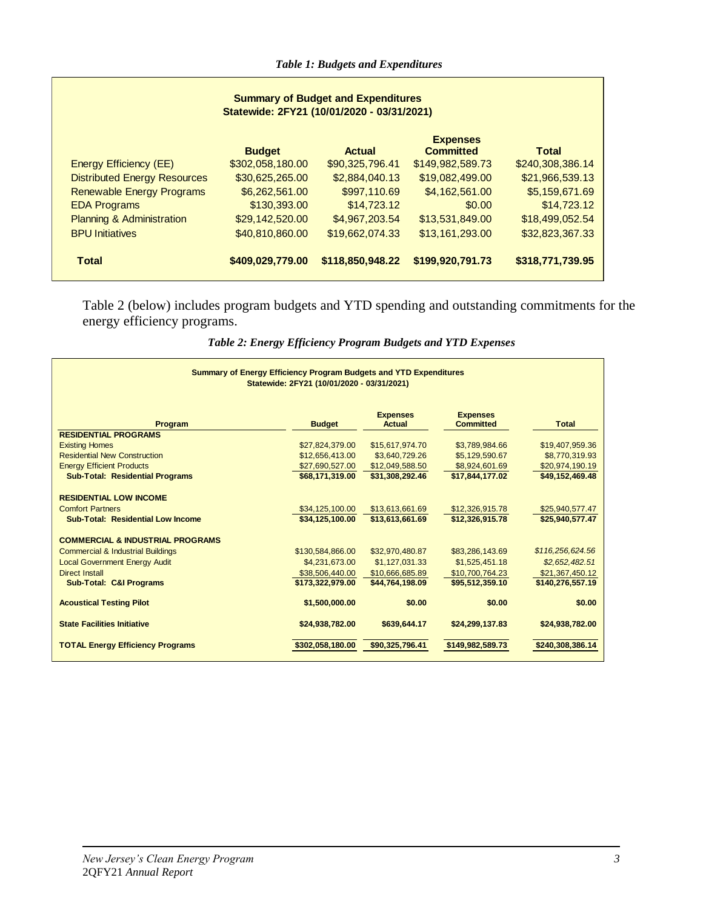*Table 1: Budgets and Expenditures*

| Summary of Budget and Expenditures Statewide: 2FY21 (10/01/2020 - 03/31/2021) | | | | |
|---|---|---|---|---|
| | **Budget** | **Actual** | **Expenses Committed** | **Total** |
| Energy Efficiency (EE) | $302,058,180.00 | $90,325,796.41 | $149,982,589.73 | $240,308,386.14 |
| Distributed Energy Resources | $30,625,265.00 | $2,884,040.13 | $19,082,499.00 | $21,966,539.13 |
| Renewable Energy Programs | $6,262,561.00 | $997,110.69 | $4,162,561.00 | $5,159,671.69 |
| EDA Programs | $130,393.00 | $14,723.12 | $0.00 | $14,723.12 |
| Planning & Administration | $29,142,520.00 | $4,967,203.54 | $13,531,849.00 | $18,499,052.54 |
| BPU Initiatives | $40,810,860.00 | $19,662,074.33 | $13,161,293.00 | $32,823,367.33 |
| **Total** | **$409,029,779.00** | **$118,850,948.22** | **$199,920,791.73** | **$318,771,739.95** |

Table 2 (below) includes program budgets and YTD spending and outstanding commitments for the energy efficiency programs.

*Table 2: Energy Efficiency Program Budgets and YTD Expenses*

| Summary of Energy Efficiency Program Budgets and YTD Expenditures Statewide: 2FY21 (10/01/2020 - 03/31/2021) | | | | |
|---|---|---|---|---|
| **Program** | **Budget** | **Expenses Actual** | **Expenses Committed** | **Total** |
| **RESIDENTIAL PROGRAMS** | | | | |
| Existing Homes | $27,824,379.00 | $15,617,974.70 | $3,789,984.66 | $19,407,959.36 |
| Residential New Construction | $12,656,413.00 | $3,640,729.26 | $5,129,590.67 | $8,770,319.93 |
| Energy Efficient Products | $27,690,527.00 | $12,049,588.50 | $8,924,601.69 | $20,974,190.19 |
| **Sub-Total: Residential Programs** | **$68,171,319.00** | **$31,308,292.46** | **$17,844,177.02** | **$49,152,469.48** |
| **RESIDENTIAL LOW INCOME** | | | | |
| Comfort Partners | $34,125,100.00 | $13,613,661.69 | $12,326,915.78 | $25,940,577.47 |
| **Sub-Total: Residential Low Income** | **$34,125,100.00** | **$13,613,661.69** | **$12,326,915.78** | **$25,940,577.47** |
| **COMMERCIAL & INDUSTRIAL PROGRAMS** | | | | |
| Commercial & Industrial Buildings | $130,584,866.00 | $32,970,480.87 | $83,286,143.69 | *$116,256,624.56* |
| Local Government Energy Audit | $4,231,673.00 | $1,127,031.33 | $1,525,451.18 | *$2,652,482.51* |
| Direct Install | $38,506,440.00 | $10,666,685.89 | $10,700,764.23 | $21,367,450.12 |
| **Sub-Total: C&I Programs** | **$173,322,979.00** | **$44,764,198.09** | **$95,512,359.10** | **$140,276,557.19** |
| **Acoustical Testing Pilot** | **$1,500,000.00** | **$0.00** | **$0.00** | **$0.00** |
| **State Facilities Initiative** | **$24,938,782.00** | **$639,644.17** | **$24,299,137.83** | **$24,938,782.00** |
| **TOTAL Energy Efficiency Programs** | **$302,058,180.00** | **$90,325,796.41** | **$149,982,589.73** | **$240,308,386.14** |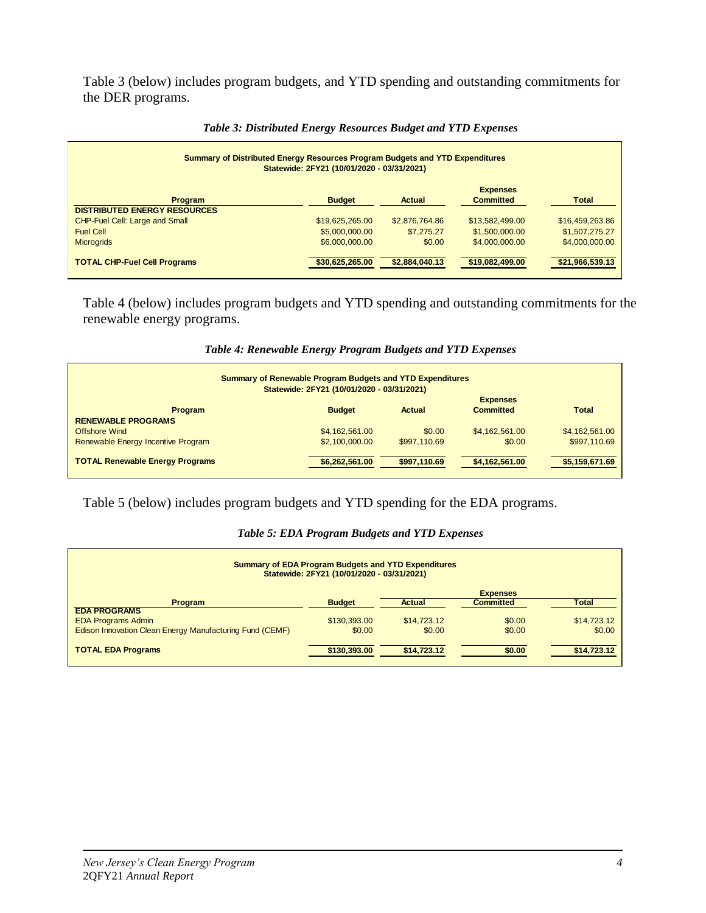Table 3 (below) includes program budgets, and YTD spending and outstanding commitments for the DER programs.

*Table 3: Distributed Energy Resources Budget and YTD Expenses*

| Summary of Distributed Energy Resources Program Budgets and YTD Expenditures<br>Statewide: 2FY21 (10/01/2020 - 03/31/2021) | | | | |
|---|---|---|---|---|
| | | | Expenses | |
| **Program** | **Budget** | **Actual** | **Committed** | **Total** |
| **DISTRIBUTED ENERGY RESOURCES** | | | | |
| CHP-Fuel Cell: Large and Small | $19,625,265.00 | $2,876,764.86 | $13,582,499.00 | $16,459,263.86 |
| Fuel Cell | $5,000,000.00 | $7,275.27 | $1,500,000.00 | $1,507,275.27 |
| Microgrids | $6,000,000.00 | $0.00 | $4,000,000.00 | $4,000,000.00 |
| **TOTAL CHP-Fuel Cell Programs** | **$30,625,265.00** | **$2,884,040.13** | **$19,082,499.00** | **$21,966,539.13** |

Table 4 (below) includes program budgets and YTD spending and outstanding commitments for the renewable energy programs.

*Table 4: Renewable Energy Program Budgets and YTD Expenses*

| Summary of Renewable Program Budgets and YTD Expenditures<br>Statewide: 2FY21 (10/01/2020 - 03/31/2021) | | | | |
|---|---|---|---|---|
| | | | Expenses | |
| **Program** | **Budget** | **Actual** | **Committed** | **Total** |
| **RENEWABLE PROGRAMS** | | | | |
| Offshore Wind | $4,162,561.00 | $0.00 | $4,162,561.00 | $4,162,561.00 |
| Renewable Energy Incentive Program | $2,100,000.00 | $997,110.69 | $0.00 | $997,110.69 |
| **TOTAL Renewable Energy Programs** | **$6,262,561.00** | **$997,110.69** | **$4,162,561.00** | **$5,159,671.69** |

Table 5 (below) includes program budgets and YTD spending for the EDA programs.

*Table 5: EDA Program Budgets and YTD Expenses*

| Summary of EDA Program Budgets and YTD Expenditures<br>Statewide: 2FY21 (10/01/2020 - 03/31/2021) | | | | |
|---|---|---|---|---|
| | | | Expenses | |
| **Program** | **Budget** | **Actual** | **Committed** | **Total** |
| **EDA PROGRAMS** | | | | |
| EDA Programs Admin | $130,393.00 | $14,723.12 | $0.00 | $14,723.12 |
| Edison Innovation Clean Energy Manufacturing Fund (CEMF) | $0.00 | $0.00 | $0.00 | $0.00 |
| **TOTAL EDA Programs** | **$130,393.00** | **$14,723.12** | **$0.00** | **$14,723.12** |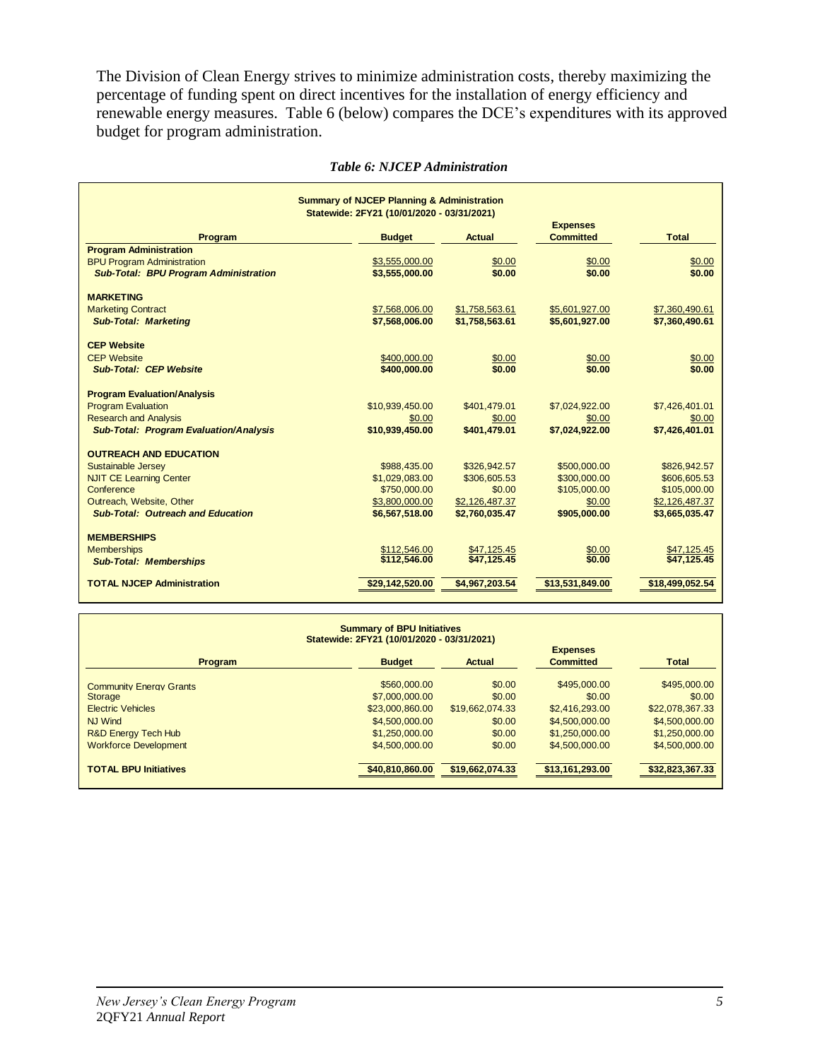The Division of Clean Energy strives to minimize administration costs, thereby maximizing the percentage of funding spent on direct incentives for the installation of energy efficiency and renewable energy measures. Table 6 (below) compares the DCE's expenditures with its approved budget for program administration.

*Table 6: NJCEP Administration*

**Summary of NJCEP Planning & Administration**
**Statewide: 2FY21 (10/01/2020 - 03/31/2021)**

| Program | Budget | Actual | Expenses Committed | Total |
|---|---|---|---|---|
| **Program Administration** | | | | |
| BPU Program Administration | $3,555,000.00 | $0.00 | $0.00 | $0.00 |
| ***Sub-Total: BPU Program Administration*** | **$3,555,000.00** | **$0.00** | **$0.00** | **$0.00** |
| **MARKETING** | | | | |
| Marketing Contract | $7,568,006.00 | $1,758,563.61 | $5,601,927.00 | $7,360,490.61 |
| ***Sub-Total: Marketing*** | **$7,568,006.00** | **$1,758,563.61** | **$5,601,927.00** | **$7,360,490.61** |
| **CEP Website** | | | | |
| CEP Website | $400,000.00 | $0.00 | $0.00 | $0.00 |
| ***Sub-Total: CEP Website*** | **$400,000.00** | **$0.00** | **$0.00** | **$0.00** |
| **Program Evaluation/Analysis** | | | | |
| Program Evaluation | $10,939,450.00 | $401,479.01 | $7,024,922.00 | $7,426,401.01 |
| Research and Analysis | $0.00 | $0.00 | $0.00 | $0.00 |
| ***Sub-Total: Program Evaluation/Analysis*** | **$10,939,450.00** | **$401,479.01** | **$7,024,922.00** | **$7,426,401.01** |
| **OUTREACH AND EDUCATION** | | | | |
| Sustainable Jersey | $988,435.00 | $326,942.57 | $500,000.00 | $826,942.57 |
| NJIT CE Learning Center | $1,029,083.00 | $306,605.53 | $300,000.00 | $606,605.53 |
| Conference | $750,000.00 | $0.00 | $105,000.00 | $105,000.00 |
| Outreach, Website, Other | $3,800,000.00 | $2,126,487.37 | $0.00 | $2,126,487.37 |
| ***Sub-Total: Outreach and Education*** | **$6,567,518.00** | **$2,760,035.47** | **$905,000.00** | **$3,665,035.47** |
| **MEMBERSHIPS** | | | | |
| Memberships | $112,546.00 | $47,125.45 | $0.00 | $47,125.45 |
| ***Sub-Total: Memberships*** | **$112,546.00** | **$47,125.45** | **$0.00** | **$47,125.45** |
| **TOTAL NJCEP Administration** | **$29,142,520.00** | **$4,967,203.54** | **$13,531,849.00** | **$18,499,052.54** |

**Summary of BPU Initiatives**
**Statewide: 2FY21 (10/01/2020 - 03/31/2021)**

| Program | Budget | Actual | Expenses Committed | Total |
|---|---|---|---|---|
| Community Energy Grants | $560,000.00 | $0.00 | $495,000.00 | $495,000.00 |
| Storage | $7,000,000.00 | $0.00 | $0.00 | $0.00 |
| Electric Vehicles | $23,000,860.00 | $19,662,074.33 | $2,416,293.00 | $22,078,367.33 |
| NJ Wind | $4,500,000.00 | $0.00 | $4,500,000.00 | $4,500,000.00 |
| R&D Energy Tech Hub | $1,250,000.00 | $0.00 | $1,250,000.00 | $1,250,000.00 |
| Workforce Development | $4,500,000.00 | $0.00 | $4,500,000.00 | $4,500,000.00 |
| **TOTAL BPU Initiatives** | **$40,810,860.00** | **$19,662,074.33** | **$13,161,293.00** | **$32,823,367.33** |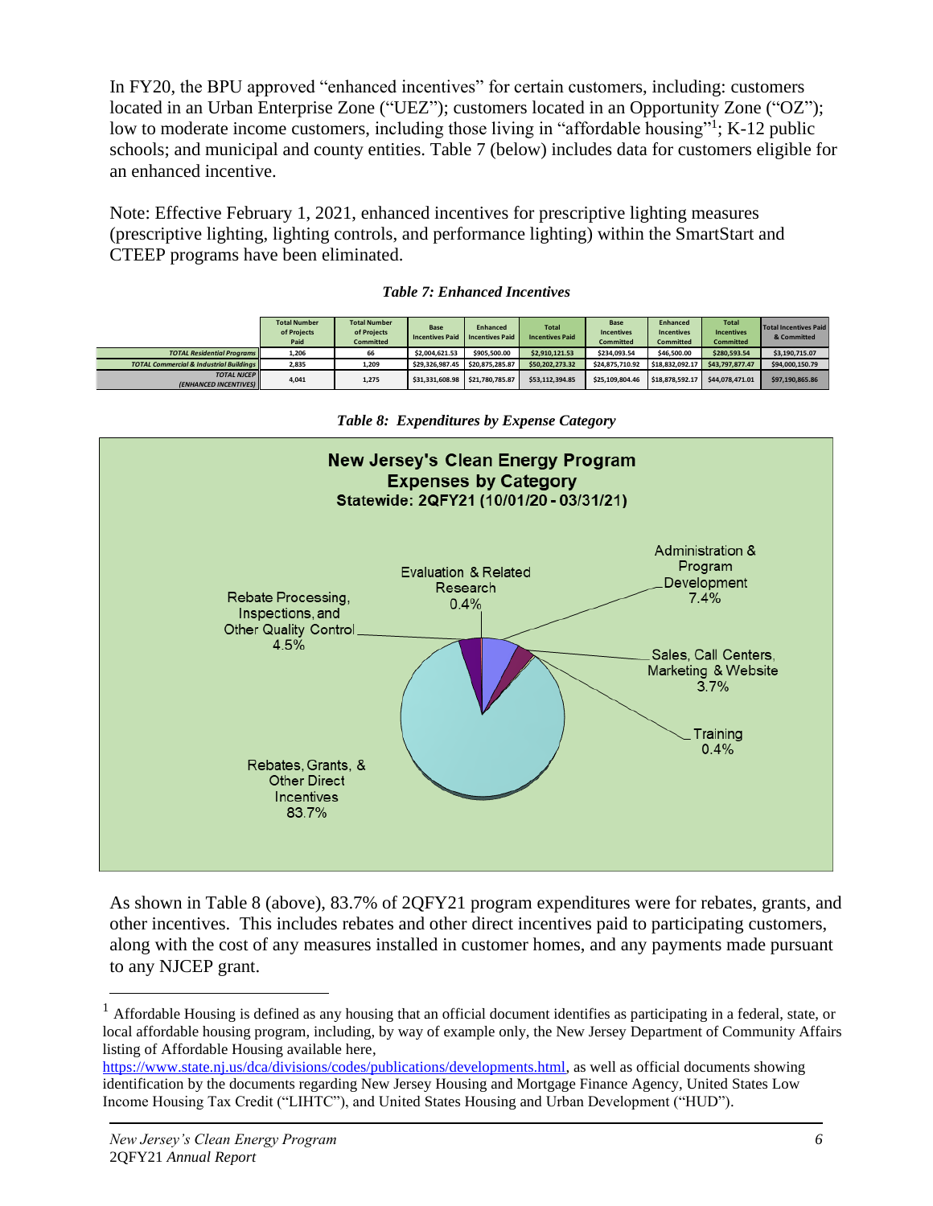In FY20, the BPU approved "enhanced incentives" for certain customers, including: customers located in an Urban Enterprise Zone ("UEZ"); customers located in an Opportunity Zone ("OZ"); low to moderate income customers, including those living in "affordable housing"[1]; K-12 public schools; and municipal and county entities. Table 7 (below) includes data for customers eligible for an enhanced incentive.

Note: Effective February 1, 2021, enhanced incentives for prescriptive lighting measures (prescriptive lighting, lighting controls, and performance lighting) within the SmartStart and CTEEP programs have been eliminated.

*Table 7: Enhanced Incentives*

| | Total Number of Projects Paid | Total Number of Projects Committed | Base Incentives Paid | Enhanced Incentives Paid | Total Incentives Paid | Base Incentives Committed | Enhanced Incentives Committed | Total Incentives Committed | Total Incentives Paid & Committed |
|---|---|---|---|---|---|---|---|---|---|
| *TOTAL Residential Programs* | 1,206 | 66 | $2,004,621.53 | $905,500.00 | $2,910,121.53 | $234,093.54 | $46,500.00 | $280,593.54 | $3,190,715.07 |
| *TOTAL Commercial & Industrial Buildings* | 2,835 | 1,209 | $29,326,987.45 | $20,875,285.87 | $50,202,273.32 | $24,875,710.92 | $18,832,092.17 | $43,797,877.47 | $94,000,150.79 |
| *TOTAL NJCEP (ENHANCED INCENTIVES)* | 4,041 | 1,275 | $31,331,608.98 | $21,780,785.87 | $53,112,394.85 | $25,109,804.46 | $18,878,592.17 | $44,078,471.01 | $97,190,865.86 |

*Table 8: Expenditures by Expense Category*

**New Jersey's Clean Energy Program**
**Expenses by Category**
**Statewide: 2QFY21 (10/01/20 - 03/31/21)**

| Category | Percent |
|---|---|
| Rebates, Grants, & Other Direct Incentives | 83.7% |
| Administration & Program Development | 7.4% |
| Rebate Processing, Inspections, and Other Quality Control | 4.5% |
| Sales, Call Centers, Marketing & Website | 3.7% |
| Evaluation & Related Research | 0.4% |
| Training | 0.4% |

As shown in Table 8 (above), 83.7% of 2QFY21 program expenditures were for rebates, grants, and other incentives. This includes rebates and other direct incentives paid to participating customers, along with the cost of any measures installed in customer homes, and any payments made pursuant to any NJCEP grant.

[1] Affordable Housing is defined as any housing that an official document identifies as participating in a federal, state, or local affordable housing program, including, by way of example only, the New Jersey Department of Community Affairs listing of Affordable Housing available here, https://www.state.nj.us/dca/divisions/codes/publications/developments.html, as well as official documents showing identification by the documents regarding New Jersey Housing and Mortgage Finance Agency, United States Low Income Housing Tax Credit ("LIHTC"), and United States Housing and Urban Development ("HUD").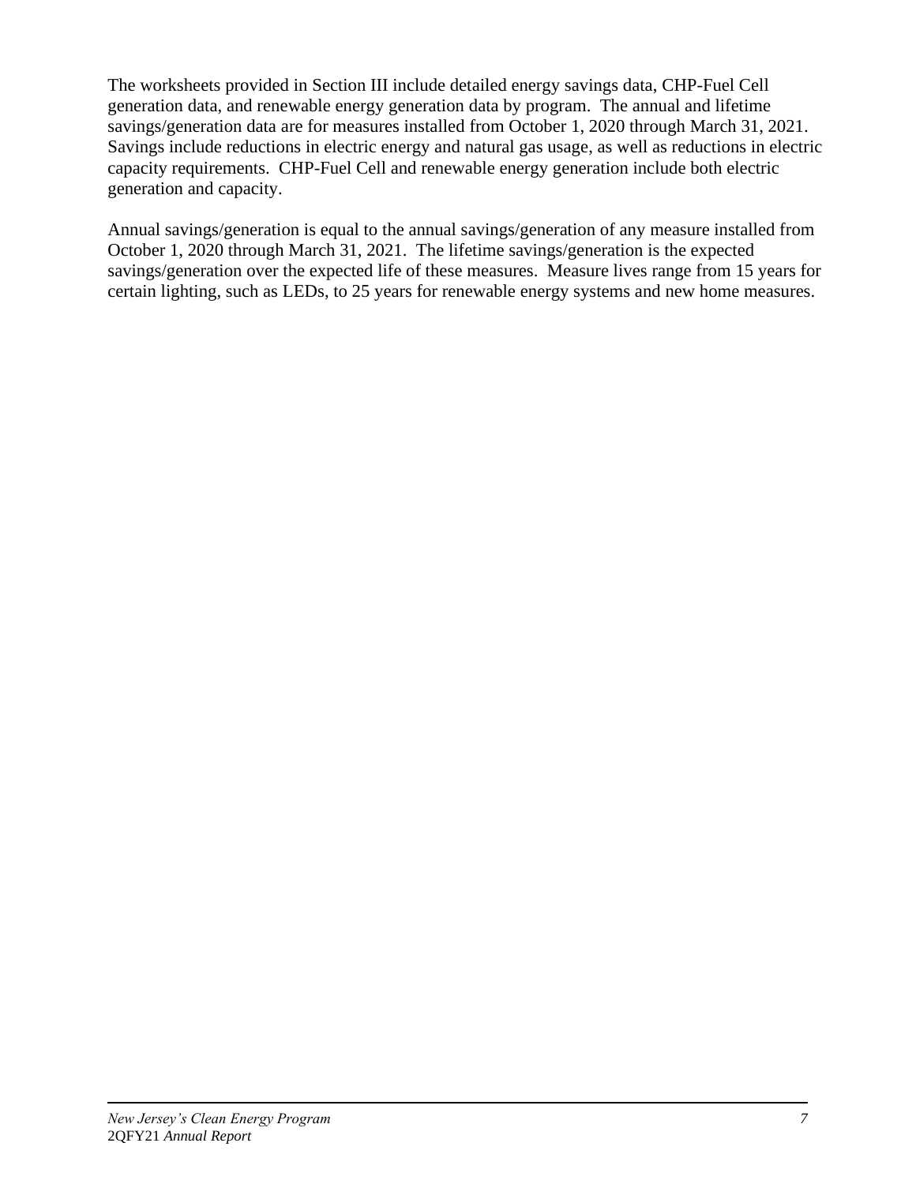The worksheets provided in Section III include detailed energy savings data, CHP-Fuel Cell generation data, and renewable energy generation data by program. The annual and lifetime savings/generation data are for measures installed from October 1, 2020 through March 31, 2021. Savings include reductions in electric energy and natural gas usage, as well as reductions in electric capacity requirements. CHP-Fuel Cell and renewable energy generation include both electric generation and capacity.

Annual savings/generation is equal to the annual savings/generation of any measure installed from October 1, 2020 through March 31, 2021. The lifetime savings/generation is the expected savings/generation over the expected life of these measures. Measure lives range from 15 years for certain lighting, such as LEDs, to 25 years for renewable energy systems and new home measures.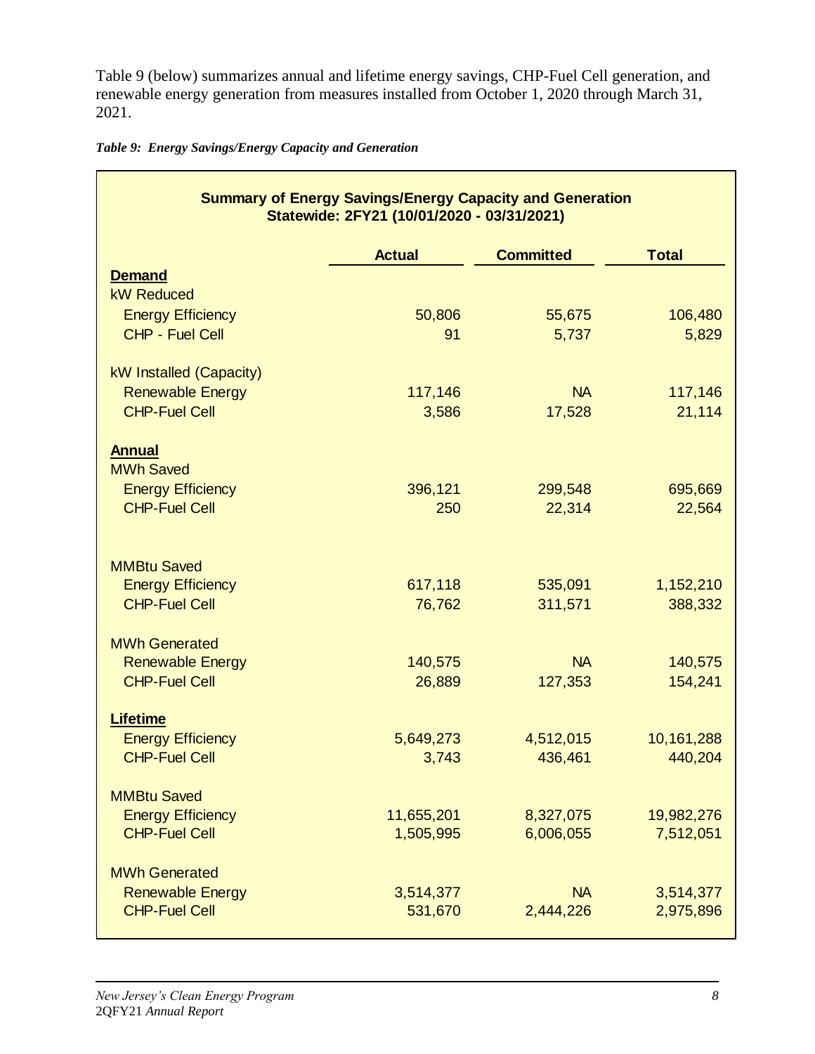Table 9 (below) summarizes annual and lifetime energy savings, CHP-Fuel Cell generation, and renewable energy generation from measures installed from October 1, 2020 through March 31, 2021.

***Table 9: Energy Savings/Energy Capacity and Generation***

**Summary of Energy Savings/Energy Capacity and Generation**
**Statewide: 2FY21 (10/01/2020 - 03/31/2021)**

| | Actual | Committed | Total |
|---|---|---|---|
| **Demand** | | | |
| kW Reduced | | | |
| Energy Efficiency | 50,806 | 55,675 | 106,480 |
| CHP - Fuel Cell | 91 | 5,737 | 5,829 |
| kW Installed (Capacity) | | | |
| Renewable Energy | 117,146 | NA | 117,146 |
| CHP-Fuel Cell | 3,586 | 17,528 | 21,114 |
| **Annual** | | | |
| MWh Saved | | | |
| Energy Efficiency | 396,121 | 299,548 | 695,669 |
| CHP-Fuel Cell | 250 | 22,314 | 22,564 |
| MMBtu Saved | | | |
| Energy Efficiency | 617,118 | 535,091 | 1,152,210 |
| CHP-Fuel Cell | 76,762 | 311,571 | 388,332 |
| MWh Generated | | | |
| Renewable Energy | 140,575 | NA | 140,575 |
| CHP-Fuel Cell | 26,889 | 127,353 | 154,241 |
| **Lifetime** | | | |
| Energy Efficiency | 5,649,273 | 4,512,015 | 10,161,288 |
| CHP-Fuel Cell | 3,743 | 436,461 | 440,204 |
| MMBtu Saved | | | |
| Energy Efficiency | 11,655,201 | 8,327,075 | 19,982,276 |
| CHP-Fuel Cell | 1,505,995 | 6,006,055 | 7,512,051 |
| MWh Generated | | | |
| Renewable Energy | 3,514,377 | NA | 3,514,377 |
| CHP-Fuel Cell | 531,670 | 2,444,226 | 2,975,896 |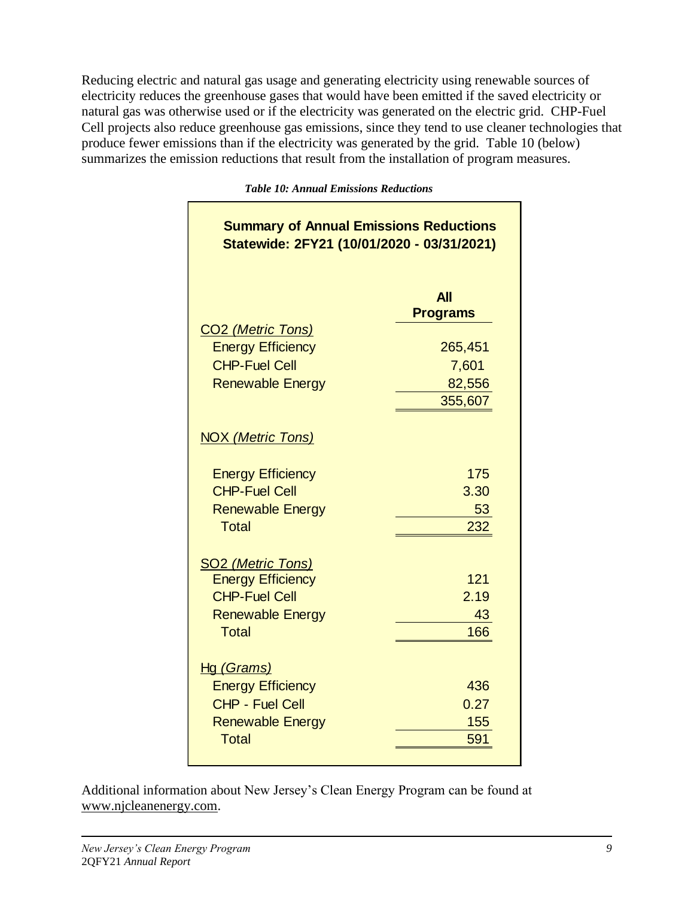Reducing electric and natural gas usage and generating electricity using renewable sources of electricity reduces the greenhouse gases that would have been emitted if the saved electricity or natural gas was otherwise used or if the electricity was generated on the electric grid. CHP-Fuel Cell projects also reduce greenhouse gas emissions, since they tend to use cleaner technologies that produce fewer emissions than if the electricity was generated by the grid. Table 10 (below) summarizes the emission reductions that result from the installation of program measures.

***Table 10: Annual Emissions Reductions***

**Summary of Annual Emissions Reductions**
**Statewide: 2FY21 (10/01/2020 - 03/31/2021)**

| | All Programs |
|---|---|
| $CO_2$ *(Metric Tons)* | |
| Energy Efficiency | 265,451 |
| CHP-Fuel Cell | 7,601 |
| Renewable Energy | 82,556 |
| | 355,607 |
| NOX *(Metric Tons)* | |
| Energy Efficiency | 175 |
| CHP-Fuel Cell | 3.30 |
| Renewable Energy | 53 |
| Total | 232 |
| $SO_2$ *(Metric Tons)* | |
| Energy Efficiency | 121 |
| CHP-Fuel Cell | 2.19 |
| Renewable Energy | 43 |
| Total | 166 |
| Hg *(Grams)* | |
| Energy Efficiency | 436 |
| CHP - Fuel Cell | 0.27 |
| Renewable Energy | 155 |
| Total | 591 |

Additional information about New Jersey's Clean Energy Program can be found at www.njcleanenergy.com.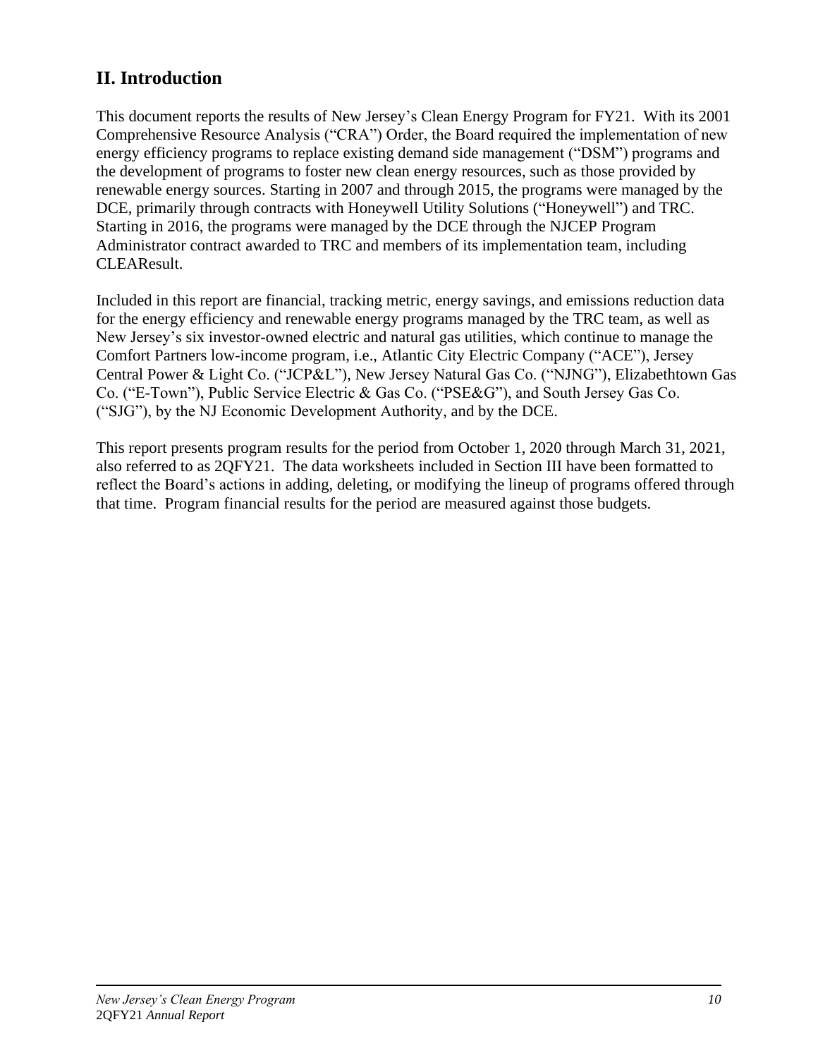## II. Introduction

This document reports the results of New Jersey's Clean Energy Program for FY21. With its 2001 Comprehensive Resource Analysis ("CRA") Order, the Board required the implementation of new energy efficiency programs to replace existing demand side management ("DSM") programs and the development of programs to foster new clean energy resources, such as those provided by renewable energy sources. Starting in 2007 and through 2015, the programs were managed by the DCE, primarily through contracts with Honeywell Utility Solutions ("Honeywell") and TRC. Starting in 2016, the programs were managed by the DCE through the NJCEP Program Administrator contract awarded to TRC and members of its implementation team, including CLEAResult.

Included in this report are financial, tracking metric, energy savings, and emissions reduction data for the energy efficiency and renewable energy programs managed by the TRC team, as well as New Jersey's six investor-owned electric and natural gas utilities, which continue to manage the Comfort Partners low-income program, i.e., Atlantic City Electric Company ("ACE"), Jersey Central Power & Light Co. ("JCP&L"), New Jersey Natural Gas Co. ("NJNG"), Elizabethtown Gas Co. ("E-Town"), Public Service Electric & Gas Co. ("PSE&G"), and South Jersey Gas Co. ("SJG"), by the NJ Economic Development Authority, and by the DCE.

This report presents program results for the period from October 1, 2020 through March 31, 2021, also referred to as 2QFY21. The data worksheets included in Section III have been formatted to reflect the Board's actions in adding, deleting, or modifying the lineup of programs offered through that time. Program financial results for the period are measured against those budgets.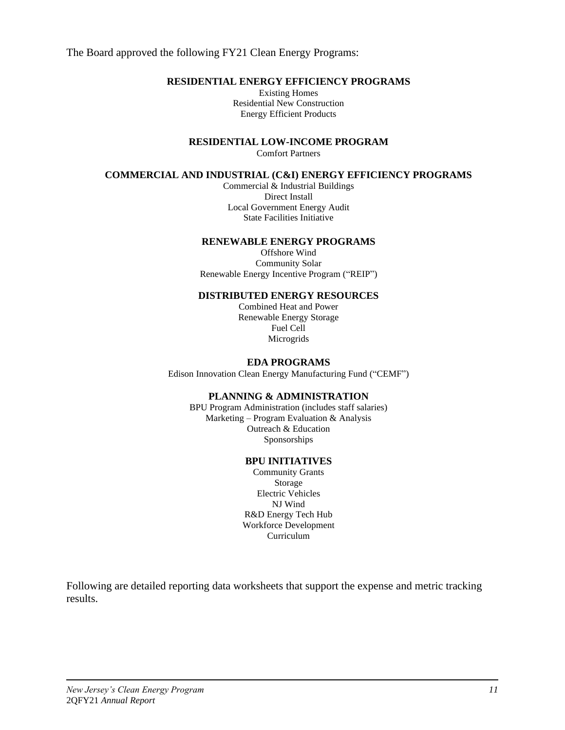The Board approved the following FY21 Clean Energy Programs:

**RESIDENTIAL ENERGY EFFICIENCY PROGRAMS**

Existing Homes
Residential New Construction
Energy Efficient Products

**RESIDENTIAL LOW-INCOME PROGRAM**

Comfort Partners

**COMMERCIAL AND INDUSTRIAL (C&I) ENERGY EFFICIENCY PROGRAMS**

Commercial & Industrial Buildings
Direct Install
Local Government Energy Audit
State Facilities Initiative

**RENEWABLE ENERGY PROGRAMS**

Offshore Wind
Community Solar
Renewable Energy Incentive Program ("REIP")

**DISTRIBUTED ENERGY RESOURCES**

Combined Heat and Power
Renewable Energy Storage
Fuel Cell
Microgrids

**EDA PROGRAMS**

Edison Innovation Clean Energy Manufacturing Fund ("CEMF")

**PLANNING & ADMINISTRATION**

BPU Program Administration (includes staff salaries)
Marketing – Program Evaluation & Analysis
Outreach & Education
Sponsorships

**BPU INITIATIVES**

Community Grants
Storage
Electric Vehicles
NJ Wind
R&D Energy Tech Hub
Workforce Development
Curriculum

Following are detailed reporting data worksheets that support the expense and metric tracking results.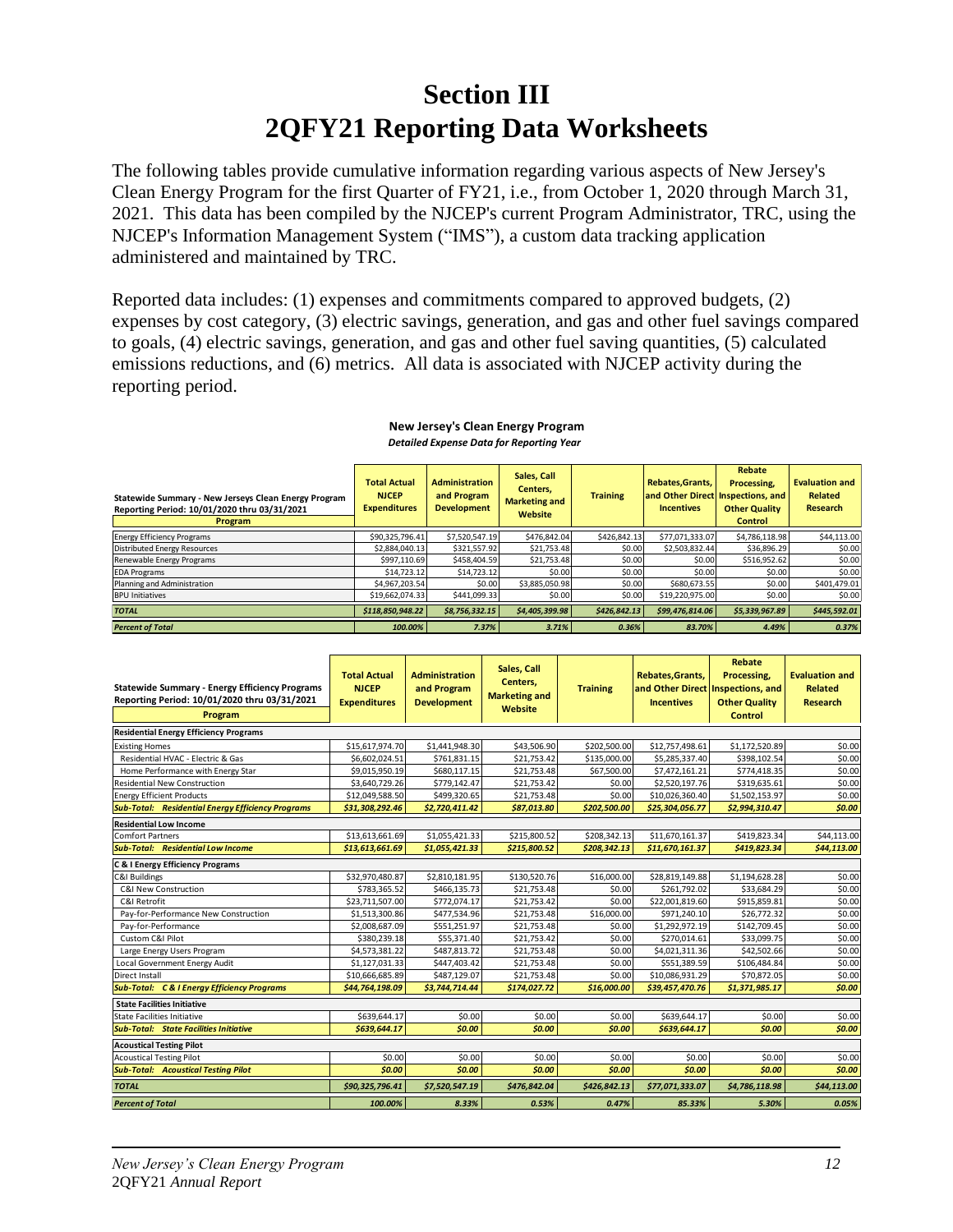# Section III
# 2QFY21 Reporting Data Worksheets

The following tables provide cumulative information regarding various aspects of New Jersey's Clean Energy Program for the first Quarter of FY21, i.e., from October 1, 2020 through March 31, 2021. This data has been compiled by the NJCEP's current Program Administrator, TRC, using the NJCEP's Information Management System ("IMS"), a custom data tracking application administered and maintained by TRC.

Reported data includes: (1) expenses and commitments compared to approved budgets, (2) expenses by cost category, (3) electric savings, generation, and gas and other fuel savings compared to goals, (4) electric savings, generation, and gas and other fuel saving quantities, (5) calculated emissions reductions, and (6) metrics. All data is associated with NJCEP activity during the reporting period.

**New Jersey's Clean Energy Program**

***Detailed Expense Data for Reporting Year***

| Statewide Summary - New Jerseys Clean Energy Program<br>Reporting Period: 10/01/2020 thru 03/31/2021<br>**Program** | Total Actual NJCEP Expenditures | Administration and Program Development | Sales, Call Centers, Marketing and Website | Training | Rebates,Grants, and Other Direct Incentives | Rebate Processing, Inspections, and Other Quality Control | Evaluation and Related Research |
|---|---|---|---|---|---|---|---|
| Energy Efficiency Programs | $90,325,796.41 | $7,520,547.19 | $476,842.04 | $426,842.13 | $77,071,333.07 | $4,786,118.98 | $44,113.00 |
| Distributed Energy Resources | $2,884,040.13 | $321,557.92 | $21,753.48 | $0.00 | $2,503,832.44 | $36,896.29 | $0.00 |
| Renewable Energy Programs | $997,110.69 | $458,404.59 | $21,753.48 | $0.00 | $0.00 | $516,952.62 | $0.00 |
| EDA Programs | $14,723.12 | $14,723.12 | $0.00 | $0.00 | $0.00 | $0.00 | $0.00 |
| Planning and Administration | $4,967,203.54 | $0.00 | $3,885,050.98 | $0.00 | $680,673.55 | $0.00 | $401,479.01 |
| BPU Initiatives | $19,662,074.33 | $441,099.33 | $0.00 | $0.00 | $19,220,975.00 | $0.00 | $0.00 |
| ***TOTAL*** | ***$118,850,948.22*** | ***$8,756,332.15*** | ***$4,405,399.98*** | ***$426,842.13*** | ***$99,476,814.06*** | ***$5,339,967.89*** | ***$445,592.01*** |
| ***Percent of Total*** | ***100.00%*** | ***7.37%*** | ***3.71%*** | ***0.36%*** | ***83.70%*** | ***4.49%*** | ***0.37%*** |

| Statewide Summary - Energy Efficiency Programs<br>Reporting Period: 10/01/2020 thru 03/31/2021<br>**Program** | Total Actual NJCEP Expenditures | Administration and Program Development | Sales, Call Centers, Marketing and Website | Training | Rebates,Grants, and Other Direct Incentives | Rebate Processing, Inspections, and Other Quality Control | Evaluation and Related Research |
|---|---|---|---|---|---|---|---|
| **Residential Energy Efficiency Programs** | | | | | | | |
| Existing Homes | $15,617,974.70 | $1,441,948.30 | $43,506.90 | $202,500.00 | $12,757,498.61 | $1,172,520.89 | $0.00 |
| Residential HVAC - Electric & Gas | $6,602,024.51 | $761,831.15 | $21,753.42 | $135,000.00 | $5,285,337.40 | $398,102.54 | $0.00 |
| Home Performance with Energy Star | $9,015,950.19 | $680,117.15 | $21,753.48 | $67,500.00 | $7,472,161.21 | $774,418.35 | $0.00 |
| Residential New Construction | $3,640,729.26 | $779,142.47 | $21,753.42 | $0.00 | $2,520,197.76 | $319,635.61 | $0.00 |
| Energy Efficient Products | $12,049,588.50 | $499,320.65 | $21,753.48 | $0.00 | $10,026,360.40 | $1,502,153.97 | $0.00 |
| ***Sub-Total: Residential Energy Efficiency Programs*** | ***$31,308,292.46*** | ***$2,720,411.42*** | ***$87,013.80*** | ***$202,500.00*** | ***$25,304,056.77*** | ***$2,994,310.47*** | ***$0.00*** |
| **Residential Low Income** | | | | | | | |
| Comfort Partners | $13,613,661.69 | $1,055,421.33 | $215,800.52 | $208,342.13 | $11,670,161.37 | $419,823.34 | $44,113.00 |
| ***Sub-Total: Residential Low Income*** | ***$13,613,661.69*** | ***$1,055,421.33*** | ***$215,800.52*** | ***$208,342.13*** | ***$11,670,161.37*** | ***$419,823.34*** | ***$44,113.00*** |
| **C & I Energy Efficiency Programs** | | | | | | | |
| C&I Buildings | $32,970,480.87 | $2,810,181.95 | $130,520.76 | $16,000.00 | $28,819,149.88 | $1,194,628.28 | $0.00 |
| C&I New Construction | $783,365.52 | $466,135.73 | $21,753.48 | $0.00 | $261,792.02 | $33,684.29 | $0.00 |
| C&I Retrofit | $23,711,507.00 | $772,074.17 | $21,753.42 | $0.00 | $22,001,819.60 | $915,859.81 | $0.00 |
| Pay-for-Performance New Construction | $1,513,300.86 | $477,534.96 | $21,753.48 | $16,000.00 | $971,240.10 | $26,772.32 | $0.00 |
| Pay-for-Performance | $2,008,687.09 | $551,251.97 | $21,753.48 | $0.00 | $1,292,972.19 | $142,709.45 | $0.00 |
| Custom C&I Pilot | $380,239.18 | $55,371.40 | $21,753.42 | $0.00 | $270,014.61 | $33,099.75 | $0.00 |
| Large Energy Users Program | $4,573,381.22 | $487,813.72 | $21,753.48 | $0.00 | $4,021,311.36 | $42,502.66 | $0.00 |
| Local Government Energy Audit | $1,127,031.33 | $447,403.42 | $21,753.48 | $0.00 | $551,389.59 | $106,484.84 | $0.00 |
| Direct Install | $10,666,685.89 | $487,129.07 | $21,753.48 | $0.00 | $10,086,931.29 | $70,872.05 | $0.00 |
| ***Sub-Total: C & I Energy Efficiency Programs*** | ***$44,764,198.09*** | ***$3,744,714.44*** | ***$174,027.72*** | ***$16,000.00*** | ***$39,457,470.76*** | ***$1,371,985.17*** | ***$0.00*** |
| **State Facilities Initiative** | | | | | | | |
| State Facilities Initiative | $639,644.17 | $0.00 | $0.00 | $0.00 | $639,644.17 | $0.00 | $0.00 |
| ***Sub-Total: State Facilities Initiative*** | ***$639,644.17*** | ***$0.00*** | ***$0.00*** | ***$0.00*** | ***$639,644.17*** | ***$0.00*** | ***$0.00*** |
| **Acoustical Testing Pilot** | | | | | | | |
| Acoustical Testing Pilot | $0.00 | $0.00 | $0.00 | $0.00 | $0.00 | $0.00 | $0.00 |
| ***Sub-Total: Acoustical Testing Pilot*** | ***$0.00*** | ***$0.00*** | ***$0.00*** | ***$0.00*** | ***$0.00*** | ***$0.00*** | ***$0.00*** |
| ***TOTAL*** | ***$90,325,796.41*** | ***$7,520,547.19*** | ***$476,842.04*** | ***$426,842.13*** | ***$77,071,333.07*** | ***$4,786,118.98*** | ***$44,113.00*** |
| ***Percent of Total*** | ***100.00%*** | ***8.33%*** | ***0.53%*** | ***0.47%*** | ***85.33%*** | ***5.30%*** | ***0.05%*** |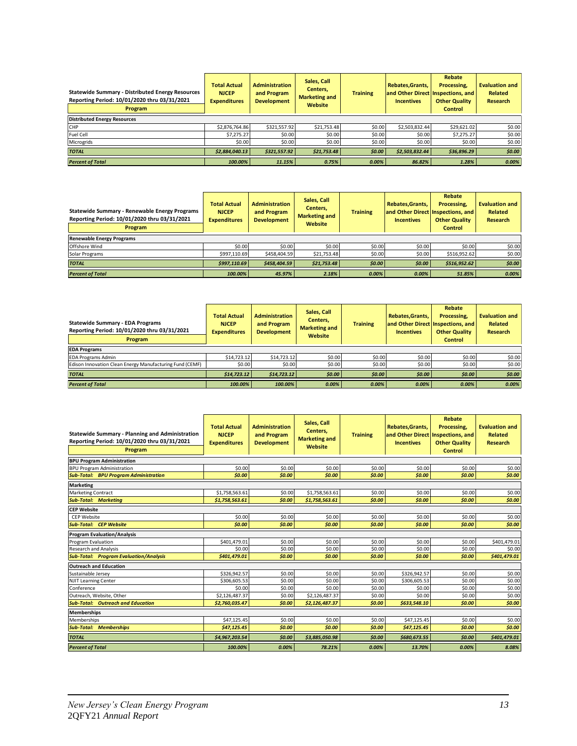| Statewide Summary - Distributed Energy Resources<br>Reporting Period: 10/01/2020 thru 03/31/2021<br>Program | Total Actual NJCEP Expenditures | Administration and Program Development | Sales, Call Centers, Marketing and Website | Training | Rebates,Grants, and Other Direct Incentives | Rebate Processing, Inspections, and Other Quality Control | Evaluation and Related Research |
|---|---|---|---|---|---|---|---|
| **Distributed Energy Resources** | | | | | | | |
| CHP | $2,876,764.86 | $321,557.92 | $21,753.48 | $0.00 | $2,503,832.44 | $29,621.02 | $0.00 |
| Fuel Cell | $7,275.27 | $0.00 | $0.00 | $0.00 | $0.00 | $7,275.27 | $0.00 |
| Microgrids | $0.00 | $0.00 | $0.00 | $0.00 | $0.00 | $0.00 | $0.00 |
| ***TOTAL*** | ***$2,884,040.13*** | ***$321,557.92*** | ***$21,753.48*** | ***$0.00*** | ***$2,503,832.44*** | ***$36,896.29*** | ***$0.00*** |
| ***Percent of Total*** | ***100.00%*** | ***11.15%*** | ***0.75%*** | ***0.00%*** | ***86.82%*** | ***1.28%*** | ***0.00%*** |

| Statewide Summary - Renewable Energy Programs<br>Reporting Period: 10/01/2020 thru 03/31/2021<br>Program | Total Actual NJCEP Expenditures | Administration and Program Development | Sales, Call Centers, Marketing and Website | Training | Rebates,Grants, and Other Direct Incentives | Rebate Processing, Inspections, and Other Quality Control | Evaluation and Related Research |
|---|---|---|---|---|---|---|---|
| **Renewable Energy Programs** | | | | | | | |
| Offshore Wind | $0.00 | $0.00 | $0.00 | $0.00 | $0.00 | $0.00 | $0.00 |
| Solar Programs | $997,110.69 | $458,404.59 | $21,753.48 | $0.00 | $0.00 | $516,952.62 | $0.00 |
| ***TOTAL*** | ***$997,110.69*** | ***$458,404.59*** | ***$21,753.48*** | ***$0.00*** | ***$0.00*** | ***$516,952.62*** | ***$0.00*** |
| ***Percent of Total*** | ***100.00%*** | ***45.97%*** | ***2.18%*** | ***0.00%*** | ***0.00%*** | ***51.85%*** | ***0.00%*** |

| Statewide Summary - EDA Programs<br>Reporting Period: 10/01/2020 thru 03/31/2021<br>Program | Total Actual NJCEP Expenditures | Administration and Program Development | Sales, Call Centers, Marketing and Website | Training | Rebates,Grants, and Other Direct Incentives | Rebate Processing, Inspections, and Other Quality Control | Evaluation and Related Research |
|---|---|---|---|---|---|---|---|
| **EDA Programs** | | | | | | | |
| EDA Programs Admin | $14,723.12 | $14,723.12 | $0.00 | $0.00 | $0.00 | $0.00 | $0.00 |
| Edison Innovation Clean Energy Manufacturing Fund (CEMF) | $0.00 | $0.00 | $0.00 | $0.00 | $0.00 | $0.00 | $0.00 |
| ***TOTAL*** | ***$14,723.12*** | ***$14,723.12*** | ***$0.00*** | ***$0.00*** | ***$0.00*** | ***$0.00*** | ***$0.00*** |
| ***Percent of Total*** | ***100.00%*** | ***100.00%*** | ***0.00%*** | ***0.00%*** | ***0.00%*** | ***0.00%*** | ***0.00%*** |

| Statewide Summary - Planning and Administration<br>Reporting Period: 10/01/2020 thru 03/31/2021<br>Program | Total Actual NJCEP Expenditures | Administration and Program Development | Sales, Call Centers, Marketing and Website | Training | Rebates,Grants, and Other Direct Incentives | Rebate Processing, Inspections, and Other Quality Control | Evaluation and Related Research |
|---|---|---|---|---|---|---|---|
| **BPU Program Administration** | | | | | | | |
| BPU Program Administration | $0.00 | $0.00 | $0.00 | $0.00 | $0.00 | $0.00 | $0.00 |
| ***Sub-Total: BPU Program Administration*** | ***$0.00*** | ***$0.00*** | ***$0.00*** | ***$0.00*** | ***$0.00*** | ***$0.00*** | ***$0.00*** |
| **Marketing** | | | | | | | |
| Marketing Contract | $1,758,563.61 | $0.00 | $1,758,563.61 | $0.00 | $0.00 | $0.00 | $0.00 |
| ***Sub-Total: Marketing*** | ***$1,758,563.61*** | ***$0.00*** | ***$1,758,563.61*** | ***$0.00*** | ***$0.00*** | ***$0.00*** | ***$0.00*** |
| **CEP Website** | | | | | | | |
| CEP Website | $0.00 | $0.00 | $0.00 | $0.00 | $0.00 | $0.00 | $0.00 |
| ***Sub-Total: CEP Website*** | ***$0.00*** | ***$0.00*** | ***$0.00*** | ***$0.00*** | ***$0.00*** | ***$0.00*** | ***$0.00*** |
| **Program Evaluation/Analysis** | | | | | | | |
| Program Evaluation | $401,479.01 | $0.00 | $0.00 | $0.00 | $0.00 | $0.00 | $401,479.01 |
| Research and Analysis | $0.00 | $0.00 | $0.00 | $0.00 | $0.00 | $0.00 | $0.00 |
| ***Sub-Total: Program Evaluation/Analysis*** | ***$401,479.01*** | ***$0.00*** | ***$0.00*** | ***$0.00*** | ***$0.00*** | ***$0.00*** | ***$401,479.01*** |
| **Outreach and Education** | | | | | | | |
| Sustainable Jersey | $326,942.57 | $0.00 | $0.00 | $0.00 | $326,942.57 | $0.00 | $0.00 |
| NJIT Learning Center | $306,605.53 | $0.00 | $0.00 | $0.00 | $306,605.53 | $0.00 | $0.00 |
| Conference | $0.00 | $0.00 | $0.00 | $0.00 | $0.00 | $0.00 | $0.00 |
| Outreach, Website, Other | $2,126,487.37 | $0.00 | $2,126,487.37 | $0.00 | $0.00 | $0.00 | $0.00 |
| ***Sub-Total: Outreach and Education*** | ***$2,760,035.47*** | ***$0.00*** | ***$2,126,487.37*** | ***$0.00*** | ***$633,548.10*** | ***$0.00*** | ***$0.00*** |
| **Memberships** | | | | | | | |
| Memberships | $47,125.45 | $0.00 | $0.00 | $0.00 | $47,125.45 | $0.00 | $0.00 |
| ***Sub-Total: Memberships*** | ***$47,125.45*** | ***$0.00*** | ***$0.00*** | ***$0.00*** | ***$47,125.45*** | ***$0.00*** | ***$0.00*** |
| ***TOTAL*** | ***$4,967,203.54*** | ***$0.00*** | ***$3,885,050.98*** | ***$0.00*** | ***$680,673.55*** | ***$0.00*** | ***$401,479.01*** |
| ***Percent of Total*** | ***100.00%*** | ***0.00%*** | ***78.21%*** | ***0.00%*** | ***13.70%*** | ***0.00%*** | ***8.08%*** |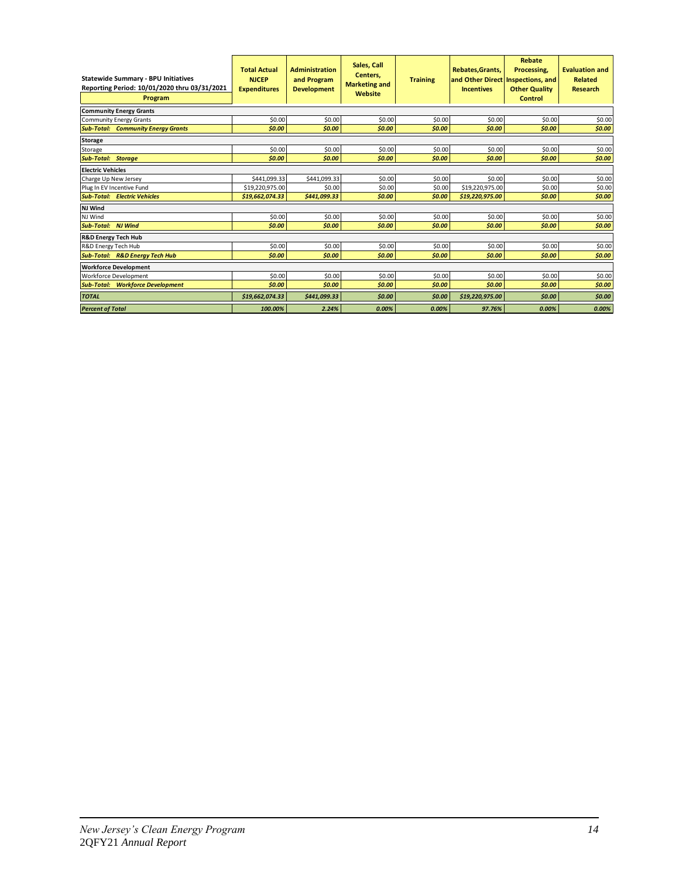| Statewide Summary - BPU Initiatives<br>Reporting Period: 10/01/2020 thru 03/31/2021<br>Program | Total Actual NJCEP Expenditures | Administration and Program Development | Sales, Call Centers, Marketing and Website | Training | Rebates,Grants, and Other Direct Incentives | Rebate Processing, Inspections, and Other Quality Control | Evaluation and Related Research |
|---|---|---|---|---|---|---|---|
| **Community Energy Grants** | | | | | | | |
| Community Energy Grants | $0.00 | $0.00 | $0.00 | $0.00 | $0.00 | $0.00 | $0.00 |
| ***Sub-Total: Community Energy Grants*** | ***$0.00*** | ***$0.00*** | ***$0.00*** | ***$0.00*** | ***$0.00*** | ***$0.00*** | ***$0.00*** |
| **Storage** | | | | | | | |
| Storage | $0.00 | $0.00 | $0.00 | $0.00 | $0.00 | $0.00 | $0.00 |
| ***Sub-Total: Storage*** | ***$0.00*** | ***$0.00*** | ***$0.00*** | ***$0.00*** | ***$0.00*** | ***$0.00*** | ***$0.00*** |
| **Electric Vehicles** | | | | | | | |
| Charge Up New Jersey | $441,099.33 | $441,099.33 | $0.00 | $0.00 | $0.00 | $0.00 | $0.00 |
| Plug In EV Incentive Fund | $19,220,975.00 | $0.00 | $0.00 | $0.00 | $19,220,975.00 | $0.00 | $0.00 |
| ***Sub-Total: Electric Vehicles*** | ***$19,662,074.33*** | ***$441,099.33*** | ***$0.00*** | ***$0.00*** | ***$19,220,975.00*** | ***$0.00*** | ***$0.00*** |
| **NJ Wind** | | | | | | | |
| NJ Wind | $0.00 | $0.00 | $0.00 | $0.00 | $0.00 | $0.00 | $0.00 |
| ***Sub-Total: NJ Wind*** | ***$0.00*** | ***$0.00*** | ***$0.00*** | ***$0.00*** | ***$0.00*** | ***$0.00*** | ***$0.00*** |
| **R&D Energy Tech Hub** | | | | | | | |
| R&D Energy Tech Hub | $0.00 | $0.00 | $0.00 | $0.00 | $0.00 | $0.00 | $0.00 |
| ***Sub-Total: R&D Energy Tech Hub*** | ***$0.00*** | ***$0.00*** | ***$0.00*** | ***$0.00*** | ***$0.00*** | ***$0.00*** | ***$0.00*** |
| **Workforce Development** | | | | | | | |
| Workforce Development | $0.00 | $0.00 | $0.00 | $0.00 | $0.00 | $0.00 | $0.00 |
| ***Sub-Total: Workforce Development*** | ***$0.00*** | ***$0.00*** | ***$0.00*** | ***$0.00*** | ***$0.00*** | ***$0.00*** | ***$0.00*** |
| ***TOTAL*** | ***$19,662,074.33*** | ***$441,099.33*** | ***$0.00*** | ***$0.00*** | ***$19,220,975.00*** | ***$0.00*** | ***$0.00*** |
| ***Percent of Total*** | ***100.00%*** | ***2.24%*** | ***0.00%*** | ***0.00%*** | ***97.76%*** | ***0.00%*** | ***0.00%*** |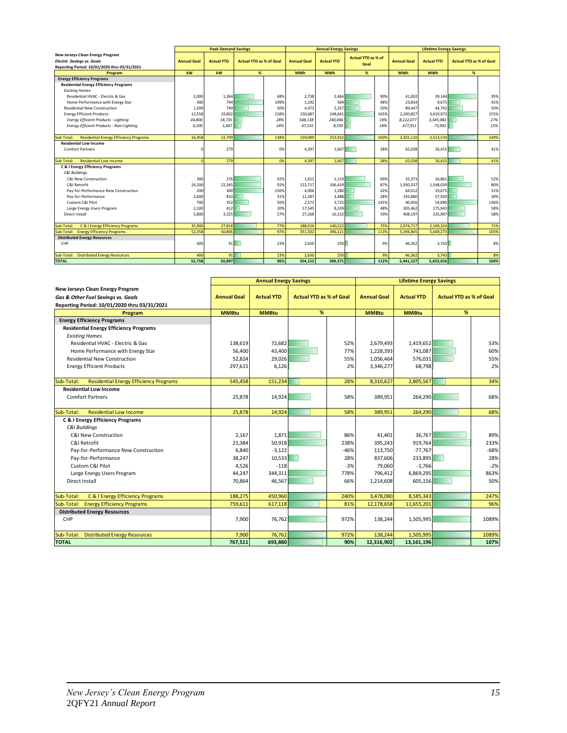| New Jerseys Clean Energy Program<br>*Electric Savings vs. Goals*<br>Reporting Period: 10/01/2020 thru 03/31/2021 | Peak Demand Savings | | | Annual Energy Savings | | | Lifetime Energy Savings | | |
|---|---|---|---|---|---|---|---|---|---|
| | Annual Goal | Actual YTD | Actual YTD as % of Goal | Annual Goal | Actual YTD | Actual YTD as % of Goal | Annual Goal | Actual YTD | Actual YTD as % of Goal |
| **Program** | kW | kW | % | MWh | MWh | % | MWh | MWh | % |
| **Energy Efficiency Programs** | | | | | | | | | |
| **Residential Energy Efficiency Programs** | | | | | | | | | |
| *Existing Homes* | | | | | | | | | |
| Residential HVAC - Electric & Gas | 2,000 | 1,364 | 68% | 2,738 | 2,466 | 90% | 41,002 | 39,144 | 95% |
| Home Performance with Energy Star | 400 | 794 | 199% | 1,192 | 569 | 48% | 23,834 | 9,675 | 41% |
| Residential New Construction | 1,500 | 749 | 50% | 4,472 | 2,257 | 50% | 89,447 | 44,742 | 50% |
| Energy Efficient Products | 12,558 | 19,802 | 158% | 150,687 | 248,641 | 165% | 2,200,827 | 3,419,973 | 155% |
| *Energy Efficient Products - Lighting* | *44,800* | *18,735* | *28%* | *548,138* | *240,046* | *19%* | *8,222,077* | *3,345,982* | *27%* |
| *Energy Efficient Products - Non-Lighting* | *4,100* | *1,067* | *24%* | *47,535* | *8,595* | *18%* | *477,911* | *73,992* | *15%* |
| Sub-Total: Residential Energy Efficiency Programs | 16,458 | 22,709 | 138% | 159,089 | 253,932 | 160% | 2,355,110 | 3,513,534 | 149% |
| **Residential Low Income** | | | | | | | | | |
| Comfort Partners | 0 | 279 | 0% | 4,397 | 1,667 | 38% | 65,038 | 26,415 | 41% |
| Sub-Total: Residential Low Income | 0 | 279 | 0% | 4,397 | 1,667 | 38% | 65,038 | 26,415 | 41% |
| **C & I Energy Efficiency Programs** | | | | | | | | | |
| *C&I Buildings* | | | | | | | | | |
| C&I New Construction | 300 | 276 | 92% | 1,621 | 1,119 | 69% | 32,373 | 16,861 | 52% |
| C&I Retrofit | 24,200 | 22,345 | 92% | 122,717 | 106,419 | 87% | 1,930,337 | 1,548,039 | 80% |
| Pay-for-Performance New Construction | 200 | 300 | 150% | 4,006 | 1,280 | 32% | 64,012 | 19,675 | 31% |
| Pay-for-Performance | 2,600 | 810 | 31% | 12,287 | 3,488 | 28% | 193,880 | 57,920 | 30% |
| Custom C&I Pilot | 700 | 352 | 50% | 2,572 | 3,725 | 145% | 40,456 | 54,890 | 136% |
| Large Energy Users Program | 2,100 | 412 | 20% | 17,545 | 8,339 | 48% | 305,462 | 175,943 | 58% |
| Direct Install | 5,800 | 3,325 | 57% | 27,268 | 16,152 | 59% | 408,197 | 235,997 | 58% |
| Sub-Total: C & I Energy Efficiency Programs | 35,900 | 27,818 | 77% | 188,016 | 140,522 | 75% | 2,974,717 | 2,109,324 | 71% |
| Sub-Total: Energy Efficiency Programs | 52,358 | 50,806 | 97% | 351,502 | 396,121 | 113% | 5,394,865 | 5,649,273 | 105% |
| **Distributed Energy Resources** | | | | | | | | | |
| CHP | 400 | 91 | 23% | 2,650 | 250 | 9% | 46,362 | 3,743 | 8% |
| Sub-Total: Distributed Energy Resources | 400 | 91 | 23% | 2,650 | 250 | 9% | 46,362 | 3,743 | 8% |
| **TOTAL** | 52,758 | 50,897 | 96% | 354,152 | 396,371 | 112% | 5,441,227 | 5,653,016 | 104% |

| New Jerseys Clean Energy Program<br>*Gas & Other Fuel Savings vs. Goals*<br>Reporting Period: 10/01/2020 thru 03/31/2021 | Annual Energy Savings | | | Lifetime Energy Savings | | |
|---|---|---|---|---|---|---|
| | Annual Goal | Actual YTD | Actual YTD as % of Goal | Annual Goal | Actual YTD | Actual YTD as % of Goal |
| **Program** | MMBtu | MMBtu | % | MMBtu | MMBtu | % |
| **Energy Efficiency Programs** | | | | | | |
| **Residential Energy Efficiency Programs** | | | | | | |
| *Existing Homes* | | | | | | |
| Residential HVAC - Electric & Gas | 138,619 | 72,682 | 52% | 2,679,493 | 1,419,652 | 53% |
| Home Performance with Energy Star | 56,400 | 43,400 | 77% | 1,228,393 | 741,087 | 60% |
| Residential New Construction | 52,824 | 29,026 | 55% | 1,056,464 | 576,031 | 55% |
| Energy Efficient Products | 297,615 | 6,126 | 2% | 3,346,277 | 68,798 | 2% |
| Sub-Total: Residential Energy Efficiency Programs | 545,458 | 151,234 | 28% | 8,310,627 | 2,805,567 | 34% |
| **Residential Low Income** | | | | | | |
| Comfort Partners | 25,878 | 14,924 | 58% | 389,951 | 264,290 | 68% |
| Sub-Total: Residential Low Income | 25,878 | 14,924 | 58% | 389,951 | 264,290 | 68% |
| **C & I Energy Efficiency Programs** | | | | | | |
| *C&I Buildings* | | | | | | |
| C&I New Construction | 2,167 | 1,871 | 86% | 41,401 | 36,767 | 89% |
| C&I Retrofit | 21,384 | 50,918 | 238% | 395,243 | 919,764 | 233% |
| Pay-for-Performance New Construction | 6,840 | -3,122 | -46% | 113,750 | -77,767 | -68% |
| Pay-for-Performance | 38,247 | 10,533 | 28% | 837,606 | 233,895 | 28% |
| Custom C&I Pilot | 4,526 | -118 | -3% | 79,060 | -1,766 | -2% |
| Large Energy Users Program | 44,247 | 344,311 | 778% | 796,412 | 6,869,295 | 863% |
| Direct Install | 70,864 | 46,567 | 66% | 1,214,608 | 605,156 | 50% |
| Sub-Total: C & I Energy Efficiency Programs | 188,275 | 450,960 | 240% | 3,478,080 | 8,585,343 | 247% |
| Sub-Total: Energy Efficiency Programs | 759,611 | 617,118 | 81% | 12,178,658 | 11,655,201 | 96% |
| **Distributed Energy Resources** | | | | | | |
| CHP | 7,900 | 76,762 | 972% | 138,244 | 1,505,995 | 1089% |
| Sub-Total: Distributed Energy Resources | 7,900 | 76,762 | 972% | 138,244 | 1,505,995 | 1089% |
| **TOTAL** | 767,511 | 693,880 | 90% | 12,316,902 | 13,161,196 | 107% |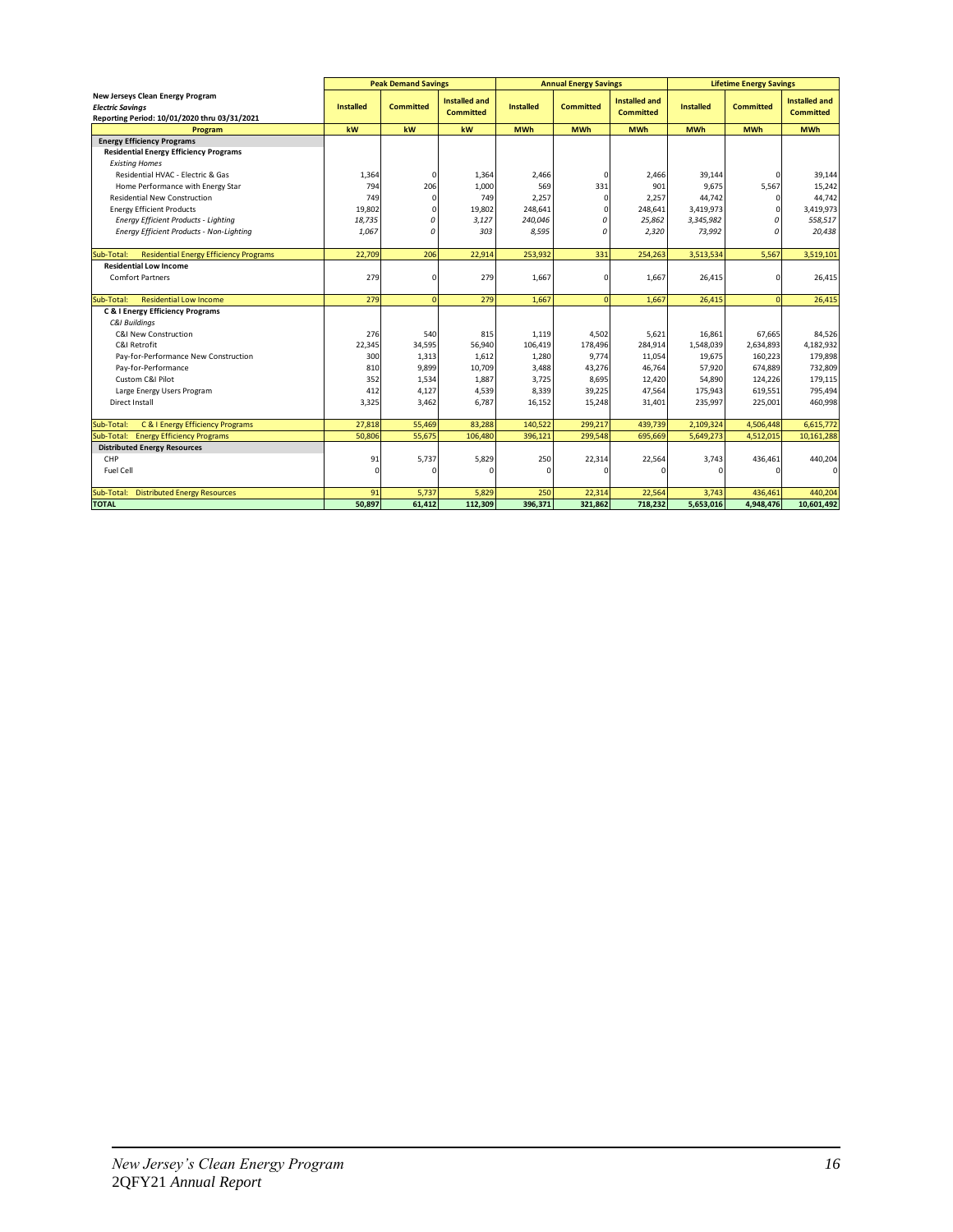| New Jerseys Clean Energy Program<br>*Electric Savings*<br>Reporting Period: 10/01/2020 thru 03/31/2021 | Peak Demand Savings | | | Annual Energy Savings | | | Lifetime Energy Savings | | |
|---|---|---|---|---|---|---|---|---|---|
| | Installed | Committed | Installed and Committed | Installed | Committed | Installed and Committed | Installed | Committed | Installed and Committed |
| **Program** | **kW** | **kW** | **kW** | **MWh** | **MWh** | **MWh** | **MWh** | **MWh** | **MWh** |
| **Energy Efficiency Programs** | | | | | | | | | |
| **Residential Energy Efficiency Programs** | | | | | | | | | |
| *Existing Homes* | | | | | | | | | |
| Residential HVAC - Electric & Gas | 1,364 | 0 | 1,364 | 2,466 | 0 | 2,466 | 39,144 | 0 | 39,144 |
| Home Performance with Energy Star | 794 | 206 | 1,000 | 569 | 331 | 901 | 9,675 | 5,567 | 15,242 |
| Residential New Construction | 749 | 0 | 749 | 2,257 | 0 | 2,257 | 44,742 | 0 | 44,742 |
| Energy Efficient Products | 19,802 | 0 | 19,802 | 248,641 | 0 | 248,641 | 3,419,973 | 0 | 3,419,973 |
| *Energy Efficient Products - Lighting* | *18,735* | *0* | *3,127* | *240,046* | *0* | *25,862* | *3,345,982* | *0* | *558,517* |
| *Energy Efficient Products - Non-Lighting* | *1,067* | *0* | *303* | *8,595* | *0* | *2,320* | *73,992* | *0* | *20,438* |
| Sub-Total: Residential Energy Efficiency Programs | 22,709 | 206 | 22,914 | 253,932 | 331 | 254,263 | 3,513,534 | 5,567 | 3,519,101 |
| **Residential Low Income** | | | | | | | | | |
| Comfort Partners | 279 | 0 | 279 | 1,667 | 0 | 1,667 | 26,415 | 0 | 26,415 |
| Sub-Total: Residential Low Income | 279 | 0 | 279 | 1,667 | 0 | 1,667 | 26,415 | 0 | 26,415 |
| **C & I Energy Efficiency Programs** | | | | | | | | | |
| *C&I Buildings* | | | | | | | | | |
| C&I New Construction | 276 | 540 | 815 | 1,119 | 4,502 | 5,621 | 16,861 | 67,665 | 84,526 |
| C&I Retrofit | 22,345 | 34,595 | 56,940 | 106,419 | 178,496 | 284,914 | 1,548,039 | 2,634,893 | 4,182,932 |
| Pay-for-Performance New Construction | 300 | 1,313 | 1,612 | 1,280 | 9,774 | 11,054 | 19,675 | 160,223 | 179,898 |
| Pay-for-Performance | 810 | 9,899 | 10,709 | 3,488 | 43,276 | 46,764 | 57,920 | 674,889 | 732,809 |
| Custom C&I Pilot | 352 | 1,534 | 1,887 | 3,725 | 8,695 | 12,420 | 54,890 | 124,226 | 179,115 |
| Large Energy Users Program | 412 | 4,127 | 4,539 | 8,339 | 39,225 | 47,564 | 175,943 | 619,551 | 795,494 |
| Direct Install | 3,325 | 3,462 | 6,787 | 16,152 | 15,248 | 31,401 | 235,997 | 225,001 | 460,998 |
| Sub-Total: C & I Energy Efficiency Programs | 27,818 | 55,469 | 83,288 | 140,522 | 299,217 | 439,739 | 2,109,324 | 4,506,448 | 6,615,772 |
| Sub-Total: Energy Efficiency Programs | 50,806 | 55,675 | 106,480 | 396,121 | 299,548 | 695,669 | 5,649,273 | 4,512,015 | 10,161,288 |
| **Distributed Energy Resources** | | | | | | | | | |
| CHP | 91 | 5,737 | 5,829 | 250 | 22,314 | 22,564 | 3,743 | 436,461 | 440,204 |
| Fuel Cell | 0 | 0 | 0 | 0 | 0 | 0 | 0 | 0 | 0 |
| Sub-Total: Distributed Energy Resources | 91 | 5,737 | 5,829 | 250 | 22,314 | 22,564 | 3,743 | 436,461 | 440,204 |
| **TOTAL** | **50,897** | **61,412** | **112,309** | **396,371** | **321,862** | **718,232** | **5,653,016** | **4,948,476** | **10,601,492** |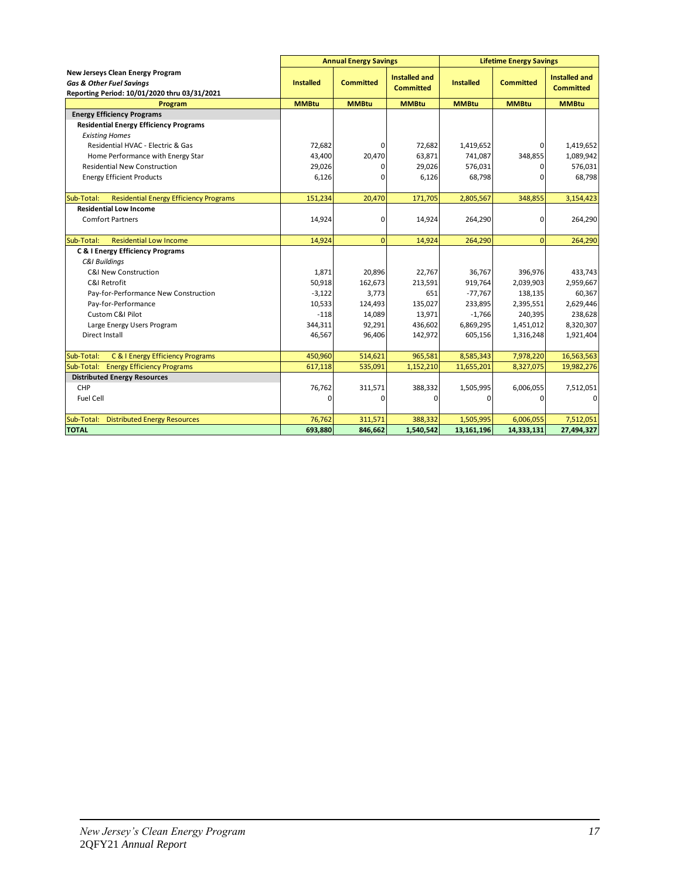| New Jerseys Clean Energy Program<br>*Gas & Other Fuel Savings*<br>Reporting Period: 10/01/2020 thru 03/31/2021 | Annual Energy Savings | | | Lifetime Energy Savings | | |
|---|---|---|---|---|---|---|
| | Installed | Committed | Installed and Committed | Installed | Committed | Installed and Committed |
| **Program** | **MMBtu** | **MMBtu** | **MMBtu** | **MMBtu** | **MMBtu** | **MMBtu** |
| **Energy Efficiency Programs** | | | | | | |
| **Residential Energy Efficiency Programs** | | | | | | |
| *Existing Homes* | | | | | | |
| Residential HVAC - Electric & Gas | 72,682 | 0 | 72,682 | 1,419,652 | 0 | 1,419,652 |
| Home Performance with Energy Star | 43,400 | 20,470 | 63,871 | 741,087 | 348,855 | 1,089,942 |
| Residential New Construction | 29,026 | 0 | 29,026 | 576,031 | 0 | 576,031 |
| Energy Efficient Products | 6,126 | 0 | 6,126 | 68,798 | 0 | 68,798 |
| Sub-Total: Residential Energy Efficiency Programs | 151,234 | 20,470 | 171,705 | 2,805,567 | 348,855 | 3,154,423 |
| **Residential Low Income** | | | | | | |
| Comfort Partners | 14,924 | 0 | 14,924 | 264,290 | 0 | 264,290 |
| Sub-Total: Residential Low Income | 14,924 | 0 | 14,924 | 264,290 | 0 | 264,290 |
| **C & I Energy Efficiency Programs** | | | | | | |
| *C&I Buildings* | | | | | | |
| C&I New Construction | 1,871 | 20,896 | 22,767 | 36,767 | 396,976 | 433,743 |
| C&I Retrofit | 50,918 | 162,673 | 213,591 | 919,764 | 2,039,903 | 2,959,667 |
| Pay-for-Performance New Construction | -3,122 | 3,773 | 651 | -77,767 | 138,135 | 60,367 |
| Pay-for-Performance | 10,533 | 124,493 | 135,027 | 233,895 | 2,395,551 | 2,629,446 |
| Custom C&I Pilot | -118 | 14,089 | 13,971 | -1,766 | 240,395 | 238,628 |
| Large Energy Users Program | 344,311 | 92,291 | 436,602 | 6,869,295 | 1,451,012 | 8,320,307 |
| Direct Install | 46,567 | 96,406 | 142,972 | 605,156 | 1,316,248 | 1,921,404 |
| Sub-Total: C & I Energy Efficiency Programs | 450,960 | 514,621 | 965,581 | 8,585,343 | 7,978,220 | 16,563,563 |
| Sub-Total: Energy Efficiency Programs | 617,118 | 535,091 | 1,152,210 | 11,655,201 | 8,327,075 | 19,982,276 |
| **Distributed Energy Resources** | | | | | | |
| CHP | 76,762 | 311,571 | 388,332 | 1,505,995 | 6,006,055 | 7,512,051 |
| Fuel Cell | 0 | 0 | 0 | 0 | 0 | 0 |
| Sub-Total: Distributed Energy Resources | 76,762 | 311,571 | 388,332 | 1,505,995 | 6,006,055 | 7,512,051 |
| **TOTAL** | **693,880** | **846,662** | **1,540,542** | **13,161,196** | **14,333,131** | **27,494,327** |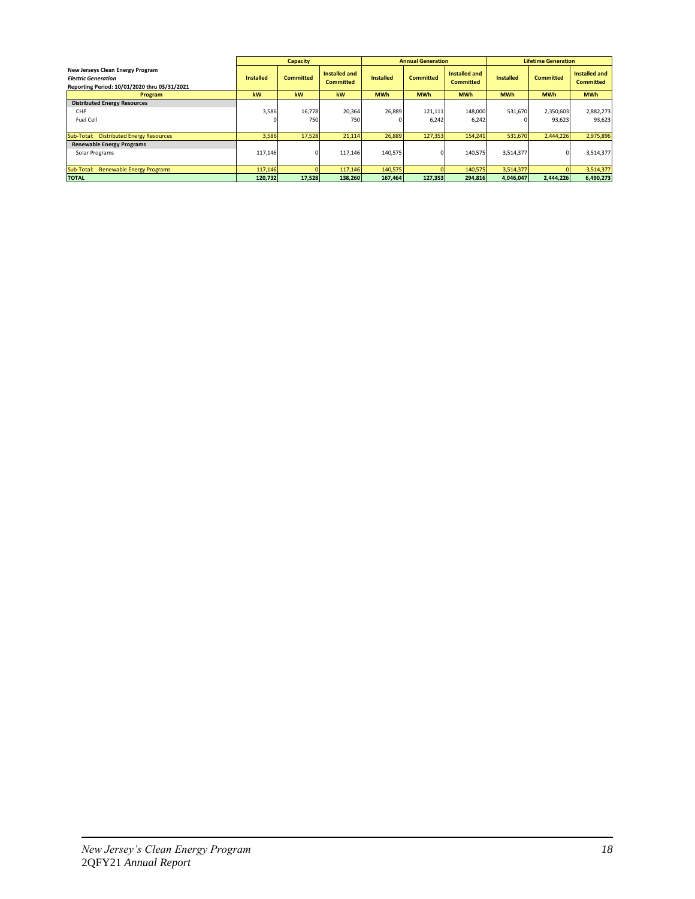| New Jerseys Clean Energy Program<br>*Electric Generation*<br>Reporting Period: 10/01/2020 thru 03/31/2021 | Capacity | | | Annual Generation | | | Lifetime Generation | | |
|---|---|---|---|---|---|---|---|---|---|
| | **Installed** | **Committed** | **Installed and Committed** | **Installed** | **Committed** | **Installed and Committed** | **Installed** | **Committed** | **Installed and Committed** |
| **Program** | **kW** | **kW** | **kW** | **MWh** | **MWh** | **MWh** | **MWh** | **MWh** | **MWh** |
| **Distributed Energy Resources** | | | | | | | | | |
| CHP | 3,586 | 16,778 | 20,364 | 26,889 | 121,111 | 148,000 | 531,670 | 2,350,603 | 2,882,273 |
| Fuel Cell | 0 | 750 | 750 | 0 | 6,242 | 6,242 | 0 | 93,623 | 93,623 |
| Sub-Total: Distributed Energy Resources | 3,586 | 17,528 | 21,114 | 26,889 | 127,353 | 154,241 | 531,670 | 2,444,226 | 2,975,896 |
| **Renewable Energy Programs** | | | | | | | | | |
| Solar Programs | 117,146 | 0 | 117,146 | 140,575 | 0 | 140,575 | 3,514,377 | 0 | 3,514,377 |
| Sub-Total: Renewable Energy Programs | 117,146 | 0 | 117,146 | 140,575 | 0 | 140,575 | 3,514,377 | 0 | 3,514,377 |
| **TOTAL** | **120,732** | **17,528** | **138,260** | **167,464** | **127,353** | **294,816** | **4,046,047** | **2,444,226** | **6,490,273** |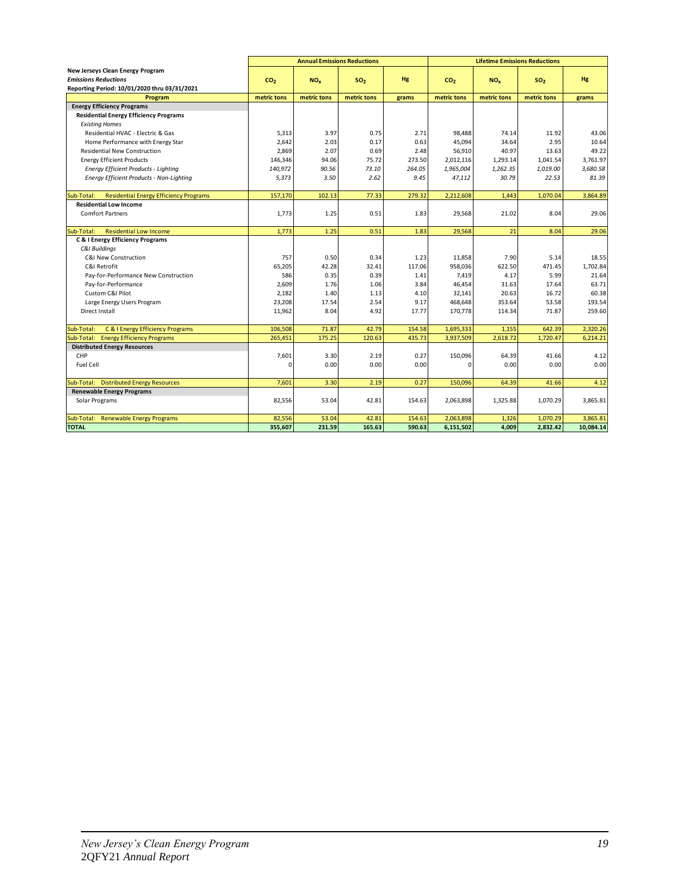| New Jerseys Clean Energy Program<br>*Emissions Reductions*<br>Reporting Period: 10/01/2020 thru 03/31/2021 | Annual Emissions Reductions | | | | Lifetime Emissions Reductions | | | |
|---|---|---|---|---|---|---|---|---|
| | $CO_2$ | $NO_x$ | $SO_2$ | Hg | $CO_2$ | $NO_x$ | $SO_2$ | Hg |
| **Program** | metric tons | metric tons | metric tons | grams | metric tons | metric tons | metric tons | grams |
| **Energy Efficiency Programs** | | | | | | | | |
| **Residential Energy Efficiency Programs** | | | | | | | | |
| *Existing Homes* | | | | | | | | |
| Residential HVAC - Electric & Gas | 5,313 | 3.97 | 0.75 | 2.71 | 98,488 | 74.14 | 11.92 | 43.06 |
| Home Performance with Energy Star | 2,642 | 2.03 | 0.17 | 0.63 | 45,094 | 34.64 | 2.95 | 10.64 |
| Residential New Construction | 2,869 | 2.07 | 0.69 | 2.48 | 56,910 | 40.97 | 13.63 | 49.22 |
| Energy Efficient Products | 146,346 | 94.06 | 75.72 | 273.50 | 2,012,116 | 1,293.14 | 1,041.54 | 3,761.97 |
| *Energy Efficient Products - Lighting* | *140,972* | *90.56* | *73.10* | *264.05* | *1,965,004* | *1,262.35* | *1,019.00* | *3,680.58* |
| *Energy Efficient Products - Non-Lighting* | *5,373* | *3.50* | *2.62* | *9.45* | *47,112* | *30.79* | *22.53* | *81.39* |
| Sub-Total: Residential Energy Efficiency Programs | 157,170 | 102.13 | 77.33 | 279.32 | 2,212,608 | 1,443 | 1,070.04 | 3,864.89 |
| **Residential Low Income** | | | | | | | | |
| Comfort Partners | 1,773 | 1.25 | 0.51 | 1.83 | 29,568 | 21.02 | 8.04 | 29.06 |
| Sub-Total: Residential Low Income | 1,773 | 1.25 | 0.51 | 1.83 | 29,568 | 21 | 8.04 | 29.06 |
| **C & I Energy Efficiency Programs** | | | | | | | | |
| *C&I Buildings* | | | | | | | | |
| C&I New Construction | 757 | 0.50 | 0.34 | 1.23 | 11,858 | 7.90 | 5.14 | 18.55 |
| C&I Retrofit | 65,205 | 42.28 | 32.41 | 117.06 | 958,036 | 622.50 | 471.45 | 1,702.84 |
| Pay-for-Performance New Construction | 586 | 0.35 | 0.39 | 1.41 | 7,419 | 4.17 | 5.99 | 21.64 |
| Pay-for-Performance | 2,609 | 1.76 | 1.06 | 3.84 | 46,454 | 31.63 | 17.64 | 63.71 |
| Custom C&I Pilot | 2,182 | 1.40 | 1.13 | 4.10 | 32,141 | 20.63 | 16.72 | 60.38 |
| Large Energy Users Program | 23,208 | 17.54 | 2.54 | 9.17 | 468,648 | 353.64 | 53.58 | 193.54 |
| Direct Install | 11,962 | 8.04 | 4.92 | 17.77 | 170,778 | 114.34 | 71.87 | 259.60 |
| Sub-Total: C & I Energy Efficiency Programs | 106,508 | 71.87 | 42.79 | 154.58 | 1,695,333 | 1,155 | 642.39 | 2,320.26 |
| Sub-Total: Energy Efficiency Programs | 265,451 | 175.25 | 120.63 | 435.73 | 3,937,509 | 2,618.72 | 1,720.47 | 6,214.21 |
| **Distributed Energy Resources** | | | | | | | | |
| CHP | 7,601 | 3.30 | 2.19 | 0.27 | 150,096 | 64.39 | 41.66 | 4.12 |
| Fuel Cell | 0 | 0.00 | 0.00 | 0.00 | 0 | 0.00 | 0.00 | 0.00 |
| Sub-Total: Distributed Energy Resources | 7,601 | 3.30 | 2.19 | 0.27 | 150,096 | 64.39 | 41.66 | 4.12 |
| **Renewable Energy Programs** | | | | | | | | |
| Solar Programs | 82,556 | 53.04 | 42.81 | 154.63 | 2,063,898 | 1,325.88 | 1,070.29 | 3,865.81 |
| Sub-Total: Renewable Energy Programs | 82,556 | 53.04 | 42.81 | 154.63 | 2,063,898 | 1,326 | 1,070.29 | 3,865.81 |
| **TOTAL** | **355,607** | **231.59** | **165.63** | **590.63** | **6,151,502** | **4,009** | **2,832.42** | **10,084.14** |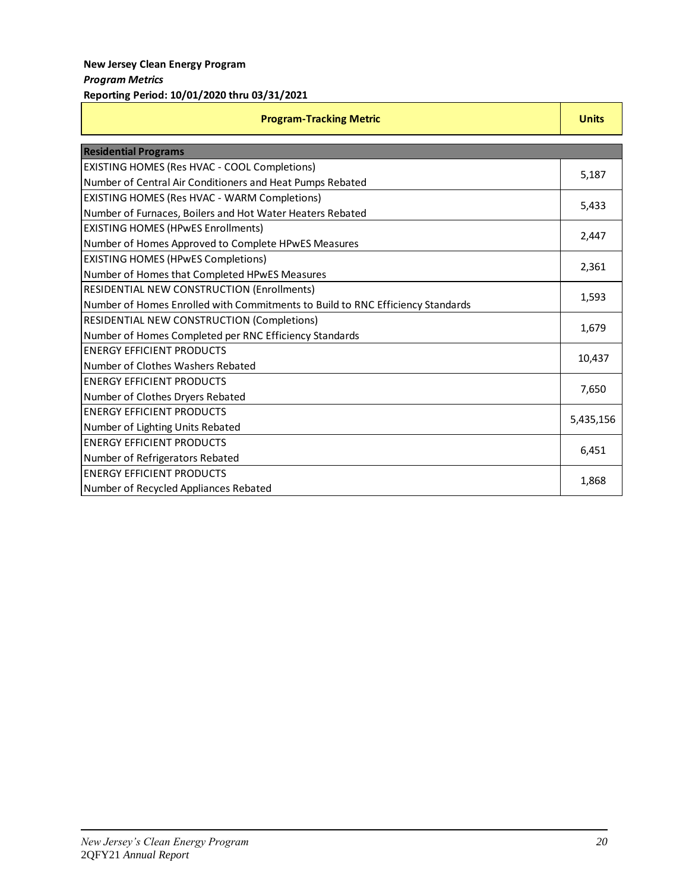**New Jersey Clean Energy Program**

***Program Metrics***

**Reporting Period: 10/01/2020 thru 03/31/2021**

| Program-Tracking Metric | Units |
|---|---|
| **Residential Programs** | |
| EXISTING HOMES (Res HVAC - COOL Completions)<br>Number of Central Air Conditioners and Heat Pumps Rebated | 5,187 |
| EXISTING HOMES (Res HVAC - WARM Completions)<br>Number of Furnaces, Boilers and Hot Water Heaters Rebated | 5,433 |
| EXISTING HOMES (HPwES Enrollments)<br>Number of Homes Approved to Complete HPwES Measures | 2,447 |
| EXISTING HOMES (HPwES Completions)<br>Number of Homes that Completed HPwES Measures | 2,361 |
| RESIDENTIAL NEW CONSTRUCTION (Enrollments)<br>Number of Homes Enrolled with Commitments to Build to RNC Efficiency Standards | 1,593 |
| RESIDENTIAL NEW CONSTRUCTION (Completions)<br>Number of Homes Completed per RNC Efficiency Standards | 1,679 |
| ENERGY EFFICIENT PRODUCTS<br>Number of Clothes Washers Rebated | 10,437 |
| ENERGY EFFICIENT PRODUCTS<br>Number of Clothes Dryers Rebated | 7,650 |
| ENERGY EFFICIENT PRODUCTS<br>Number of Lighting Units Rebated | 5,435,156 |
| ENERGY EFFICIENT PRODUCTS<br>Number of Refrigerators Rebated | 6,451 |
| ENERGY EFFICIENT PRODUCTS<br>Number of Recycled Appliances Rebated | 1,868 |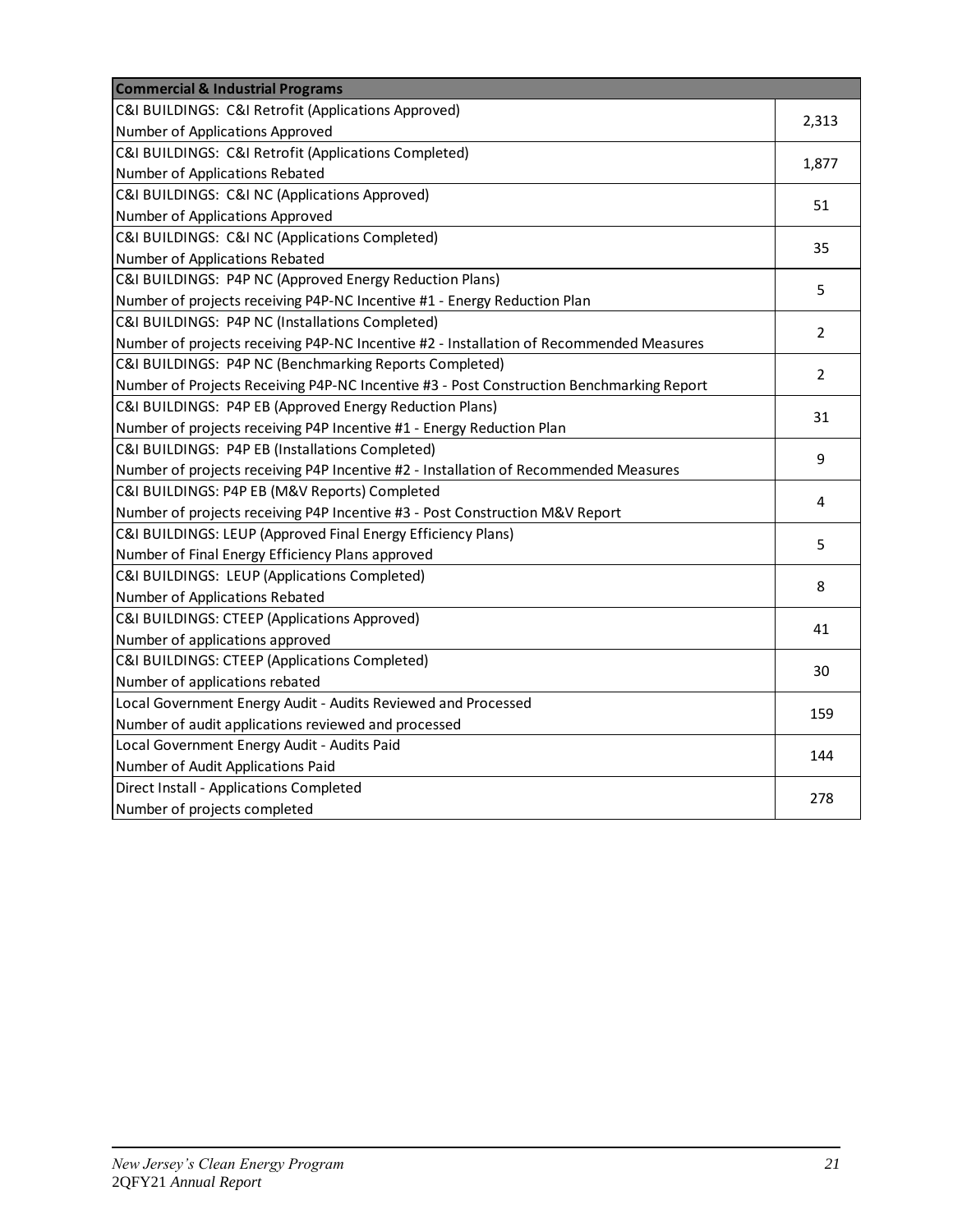| Commercial & Industrial Programs | |
|---|---|
| C&I BUILDINGS: C&I Retrofit (Applications Approved)<br>Number of Applications Approved | 2,313 |
| C&I BUILDINGS: C&I Retrofit (Applications Completed)<br>Number of Applications Rebated | 1,877 |
| C&I BUILDINGS: C&I NC (Applications Approved)<br>Number of Applications Approved | 51 |
| C&I BUILDINGS: C&I NC (Applications Completed)<br>Number of Applications Rebated | 35 |
| C&I BUILDINGS: P4P NC (Approved Energy Reduction Plans)<br>Number of projects receiving P4P-NC Incentive #1 - Energy Reduction Plan | 5 |
| C&I BUILDINGS: P4P NC (Installations Completed)<br>Number of projects receiving P4P-NC Incentive #2 - Installation of Recommended Measures | 2 |
| C&I BUILDINGS: P4P NC (Benchmarking Reports Completed)<br>Number of Projects Receiving P4P-NC Incentive #3 - Post Construction Benchmarking Report | 2 |
| C&I BUILDINGS: P4P EB (Approved Energy Reduction Plans)<br>Number of projects receiving P4P Incentive #1 - Energy Reduction Plan | 31 |
| C&I BUILDINGS: P4P EB (Installations Completed)<br>Number of projects receiving P4P Incentive #2 - Installation of Recommended Measures | 9 |
| C&I BUILDINGS: P4P EB (M&V Reports) Completed<br>Number of projects receiving P4P Incentive #3 - Post Construction M&V Report | 4 |
| C&I BUILDINGS: LEUP (Approved Final Energy Efficiency Plans)<br>Number of Final Energy Efficiency Plans approved | 5 |
| C&I BUILDINGS: LEUP (Applications Completed)<br>Number of Applications Rebated | 8 |
| C&I BUILDINGS: CTEEP (Applications Approved)<br>Number of applications approved | 41 |
| C&I BUILDINGS: CTEEP (Applications Completed)<br>Number of applications rebated | 30 |
| Local Government Energy Audit - Audits Reviewed and Processed<br>Number of audit applications reviewed and processed | 159 |
| Local Government Energy Audit - Audits Paid<br>Number of Audit Applications Paid | 144 |
| Direct Install - Applications Completed<br>Number of projects completed | 278 |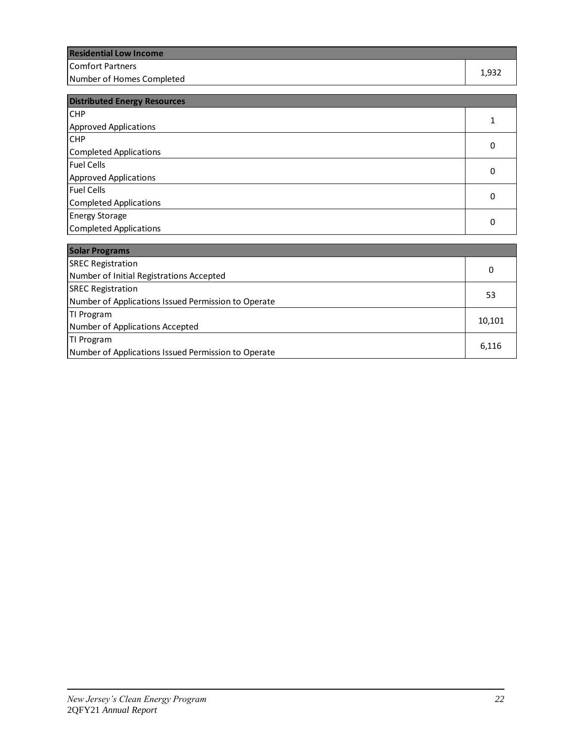| Residential Low Income | |
|---|---|
| Comfort Partners<br>Number of Homes Completed | 1,932 |

| Distributed Energy Resources | |
|---|---|
| CHP<br>Approved Applications | 1 |
| CHP<br>Completed Applications | 0 |
| Fuel Cells<br>Approved Applications | 0 |
| Fuel Cells<br>Completed Applications | 0 |
| Energy Storage<br>Completed Applications | 0 |

| Solar Programs | |
|---|---|
| SREC Registration<br>Number of Initial Registrations Accepted | 0 |
| SREC Registration<br>Number of Applications Issued Permission to Operate | 53 |
| TI Program<br>Number of Applications Accepted | 10,101 |
| TI Program<br>Number of Applications Issued Permission to Operate | 6,116 |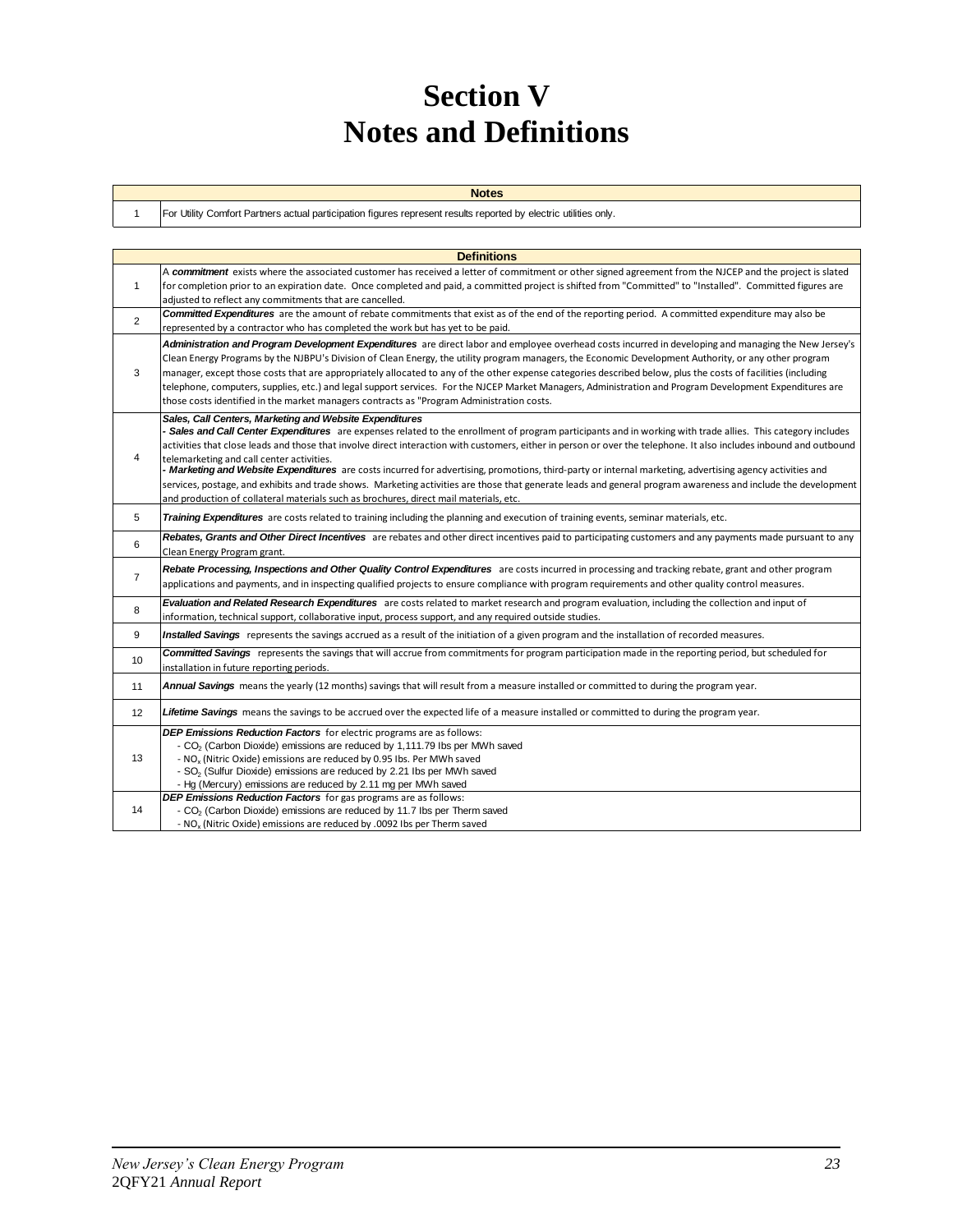# Section V
# Notes and Definitions

| | Notes |
|---|---|
| 1 | For Utility Comfort Partners actual participation figures represent results reported by electric utilities only. |

| | Definitions |
|---|---|
| 1 | A ***commitment*** exists where the associated customer has received a letter of commitment or other signed agreement from the NJCEP and the project is slated for completion prior to an expiration date. Once completed and paid, a committed project is shifted from "Committed" to "Installed". Committed figures are adjusted to reflect any commitments that are cancelled. |
| 2 | ***Committed Expenditures*** are the amount of rebate commitments that exist as of the end of the reporting period. A committed expenditure may also be represented by a contractor who has completed the work but has yet to be paid. |
| 3 | ***Administration and Program Development Expenditures*** are direct labor and employee overhead costs incurred in developing and managing the New Jersey's Clean Energy Programs by the NJBPU's Division of Clean Energy, the utility program managers, the Economic Development Authority, or any other program manager, except those costs that are appropriately allocated to any of the other expense categories described below, plus the costs of facilities (including telephone, computers, supplies, etc.) and legal support services. For the NJCEP Market Managers, Administration and Program Development Expenditures are those costs identified in the market managers contracts as "Program Administration costs. |
| 4 | ***Sales, Call Centers, Marketing and Website Expenditures***<br>- ***Sales and Call Center Expenditures*** are expenses related to the enrollment of program participants and in working with trade allies. This category includes activities that close leads and those that involve direct interaction with customers, either in person or over the telephone. It also includes inbound and outbound telemarketing and call center activities.<br>- ***Marketing and Website Expenditures*** are costs incurred for advertising, promotions, third-party or internal marketing, advertising agency activities and services, postage, and exhibits and trade shows. Marketing activities are those that generate leads and general program awareness and include the development and production of collateral materials such as brochures, direct mail materials, etc. |
| 5 | ***Training Expenditures*** are costs related to training including the planning and execution of training events, seminar materials, etc. |
| 6 | ***Rebates, Grants and Other Direct Incentives*** are rebates and other direct incentives paid to participating customers and any payments made pursuant to any Clean Energy Program grant. |
| 7 | ***Rebate Processing, Inspections and Other Quality Control Expenditures*** are costs incurred in processing and tracking rebate, grant and other program applications and payments, and in inspecting qualified projects to ensure compliance with program requirements and other quality control measures. |
| 8 | ***Evaluation and Related Research Expenditures*** are costs related to market research and program evaluation, including the collection and input of information, technical support, collaborative input, process support, and any required outside studies. |
| 9 | ***Installed Savings*** represents the savings accrued as a result of the initiation of a given program and the installation of recorded measures. |
| 10 | ***Committed Savings*** represents the savings that will accrue from commitments for program participation made in the reporting period, but scheduled for installation in future reporting periods. |
| 11 | ***Annual Savings*** means the yearly (12 months) savings that will result from a measure installed or committed to during the program year. |
| 12 | ***Lifetime Savings*** means the savings to be accrued over the expected life of a measure installed or committed to during the program year. |
| 13 | ***DEP Emissions Reduction Factors*** for electric programs are as follows:<br>- $CO_2$ (Carbon Dioxide) emissions are reduced by 1,111.79 lbs per MWh saved<br>- $NO_x$ (Nitric Oxide) emissions are reduced by 0.95 lbs. Per MWh saved<br>- $SO_2$ (Sulfur Dioxide) emissions are reduced by 2.21 lbs per MWh saved<br>- Hg (Mercury) emissions are reduced by 2.11 mg per MWh saved |
| 14 | ***DEP Emissions Reduction Factors*** for gas programs are as follows:<br>- $CO_2$ (Carbon Dioxide) emissions are reduced by 11.7 lbs per Therm saved<br>- $NO_x$ (Nitric Oxide) emissions are reduced by .0092 lbs per Therm saved |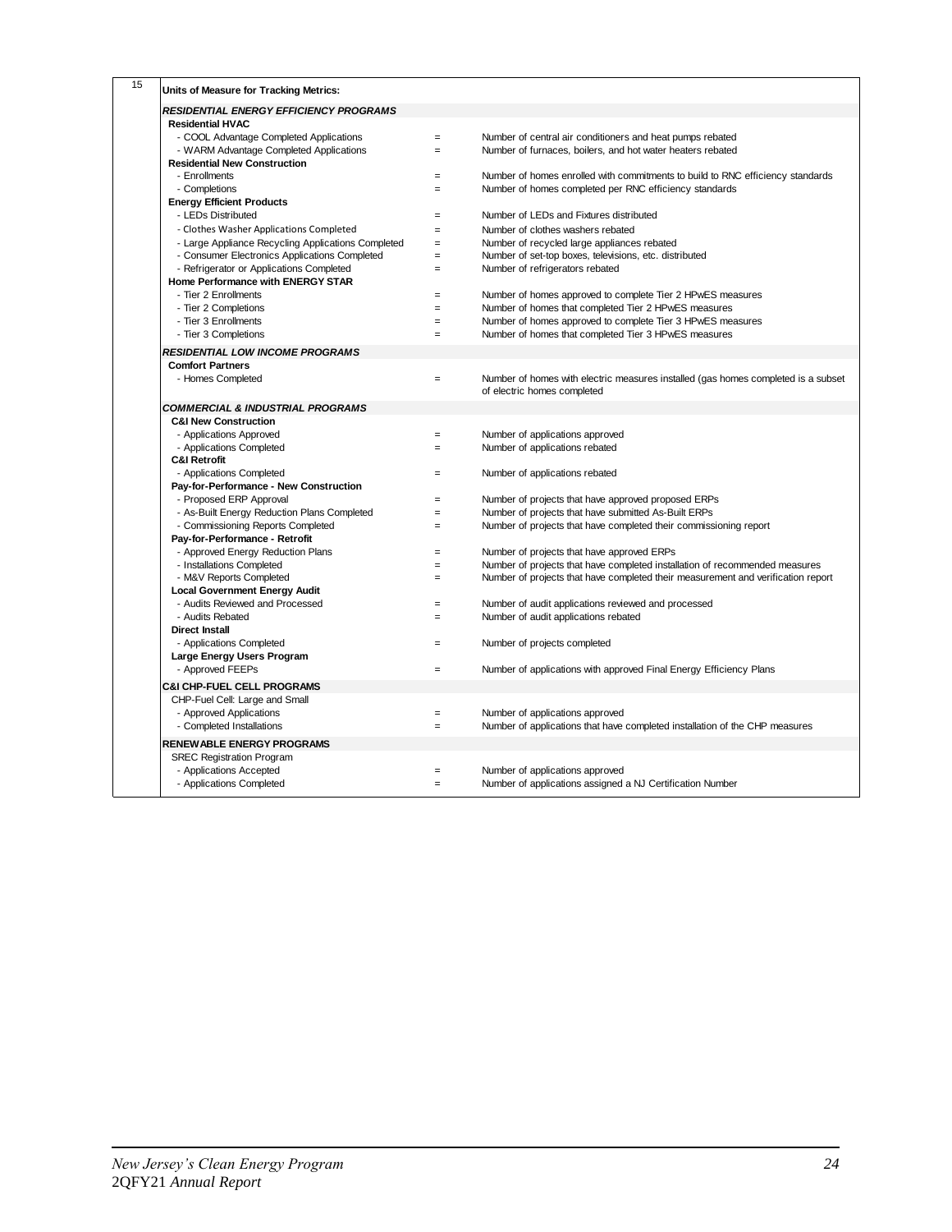15

**Units of Measure for Tracking Metrics:**

| | | |
|---|---|---|
| ***RESIDENTIAL ENERGY EFFICIENCY PROGRAMS*** | | |
| **Residential HVAC** | | |
| - COOL Advantage Completed Applications | = | Number of central air conditioners and heat pumps rebated |
| - WARM Advantage Completed Applications | = | Number of furnaces, boilers, and hot water heaters rebated |
| **Residential New Construction** | | |
| - Enrollments | = | Number of homes enrolled with commitments to build to RNC efficiency standards |
| - Completions | = | Number of homes completed per RNC efficiency standards |
| **Energy Efficient Products** | | |
| - LEDs Distributed | = | Number of LEDs and Fixtures distributed |
| - Clothes Washer Applications Completed | = | Number of clothes washers rebated |
| - Large Appliance Recycling Applications Completed | = | Number of recycled large appliances rebated |
| - Consumer Electronics Applications Completed | = | Number of set-top boxes, televisions, etc. distributed |
| - Refrigerator or Applications Completed | = | Number of refrigerators rebated |
| **Home Performance with ENERGY STAR** | | |
| - Tier 2 Enrollments | = | Number of homes approved to complete Tier 2 HPwES measures |
| - Tier 2 Completions | = | Number of homes that completed Tier 2 HPwES measures |
| - Tier 3 Enrollments | = | Number of homes approved to complete Tier 3 HPwES measures |
| - Tier 3 Completions | = | Number of homes that completed Tier 3 HPwES measures |
| ***RESIDENTIAL LOW INCOME PROGRAMS*** | | |
| **Comfort Partners** | | |
| - Homes Completed | = | Number of homes with electric measures installed (gas homes completed is a subset of electric homes completed |
| ***COMMERCIAL & INDUSTRIAL PROGRAMS*** | | |
| **C&I New Construction** | | |
| - Applications Approved | = | Number of applications approved |
| - Applications Completed | = | Number of applications rebated |
| **C&I Retrofit** | | |
| - Applications Completed | = | Number of applications rebated |
| **Pay-for-Performance - New Construction** | | |
| - Proposed ERP Approval | = | Number of projects that have approved proposed ERPs |
| - As-Built Energy Reduction Plans Completed | = | Number of projects that have submitted As-Built ERPs |
| - Commissioning Reports Completed | = | Number of projects that have completed their commissioning report |
| **Pay-for-Performance - Retrofit** | | |
| - Approved Energy Reduction Plans | = | Number of projects that have approved ERPs |
| - Installations Completed | = | Number of projects that have completed installation of recommended measures |
| - M&V Reports Completed | = | Number of projects that have completed their measurement and verification report |
| **Local Government Energy Audit** | | |
| - Audits Reviewed and Processed | = | Number of audit applications reviewed and processed |
| - Audits Rebated | = | Number of audit applications rebated |
| **Direct Install** | | |
| - Applications Completed | = | Number of projects completed |
| **Large Energy Users Program** | | |
| - Approved FEEPs | = | Number of applications with approved Final Energy Efficiency Plans |
| **C&I CHP-FUEL CELL PROGRAMS** | | |
| CHP-Fuel Cell: Large and Small | | |
| - Approved Applications | = | Number of applications approved |
| - Completed Installations | = | Number of applications that have completed installation of the CHP measures |
| **RENEWABLE ENERGY PROGRAMS** | | |
| SREC Registration Program | | |
| - Applications Accepted | = | Number of applications approved |
| - Applications Completed | = | Number of applications assigned a NJ Certification Number |